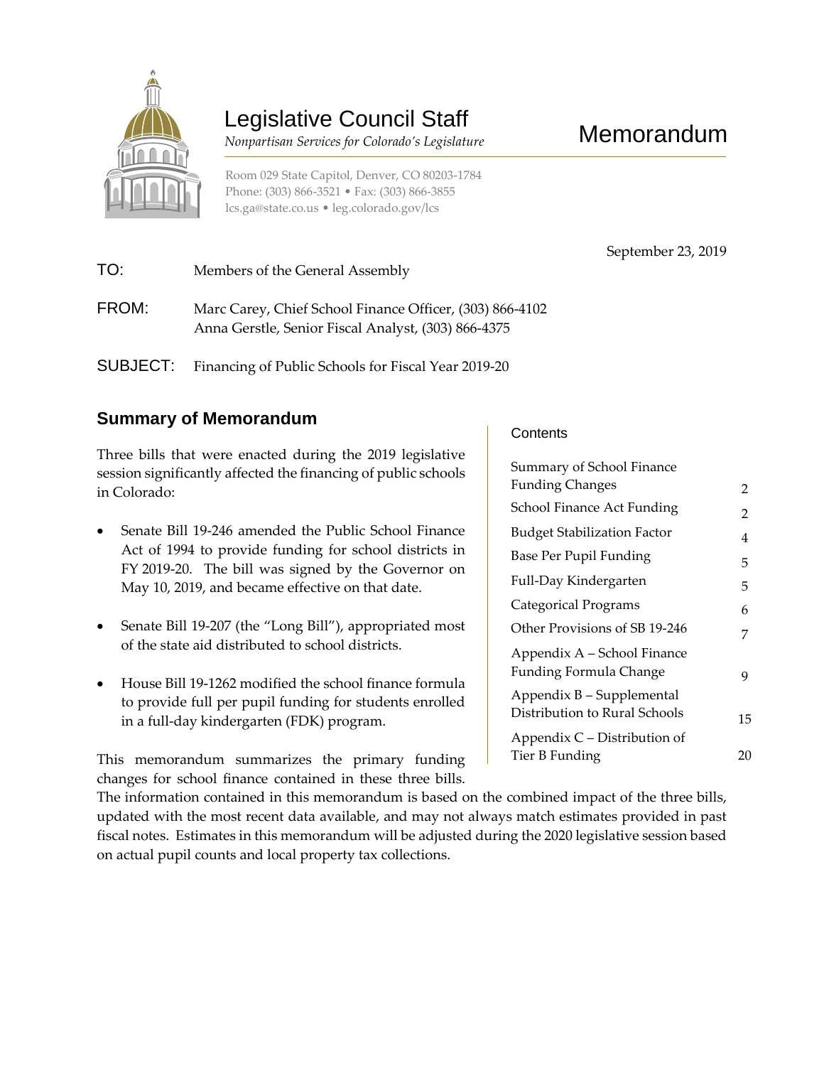# Legislative Council Staff

*Nonpartisan Services for Colorado's Legislature*

Room 029 State Capitol, Denver, CO 80203-1784
Phone: (303) 866-3521 • Fax: (303) 866-3855
lcs.ga@state.co.us • leg.colorado.gov/lcs

# Memorandum

September 23, 2019

**TO:** Members of the General Assembly

**FROM:** Marc Carey, Chief School Finance Officer, (303) 866-4102
Anna Gerstle, Senior Fiscal Analyst, (303) 866-4375

**SUBJECT:** Financing of Public Schools for Fiscal Year 2019-20

## Summary of Memorandum

Three bills that were enacted during the 2019 legislative session significantly affected the financing of public schools in Colorado:

- Senate Bill 19-246 amended the Public School Finance Act of 1994 to provide funding for school districts in FY 2019-20. The bill was signed by the Governor on May 10, 2019, and became effective on that date.
- Senate Bill 19-207 (the "Long Bill"), appropriated most of the state aid distributed to school districts.
- House Bill 19-1262 modified the school finance formula to provide full per pupil funding for students enrolled in a full-day kindergarten (FDK) program.

This memorandum summarizes the primary funding changes for school finance contained in these three bills. The information contained in this memorandum is based on the combined impact of the three bills, updated with the most recent data available, and may not always match estimates provided in past fiscal notes. Estimates in this memorandum will be adjusted during the 2020 legislative session based on actual pupil counts and local property tax collections.

### Contents

| Section | Page |
| --- | --- |
| Summary of School Finance Funding Changes | 2 |
| School Finance Act Funding | 2 |
| Budget Stabilization Factor | 4 |
| Base Per Pupil Funding | 5 |
| Full-Day Kindergarten | 5 |
| Categorical Programs | 6 |
| Other Provisions of SB 19-246 | 7 |
| Appendix A – School Finance Funding Formula Change | 9 |
| Appendix B – Supplemental Distribution to Rural Schools | 15 |
| Appendix C – Distribution of Tier B Funding | 20 |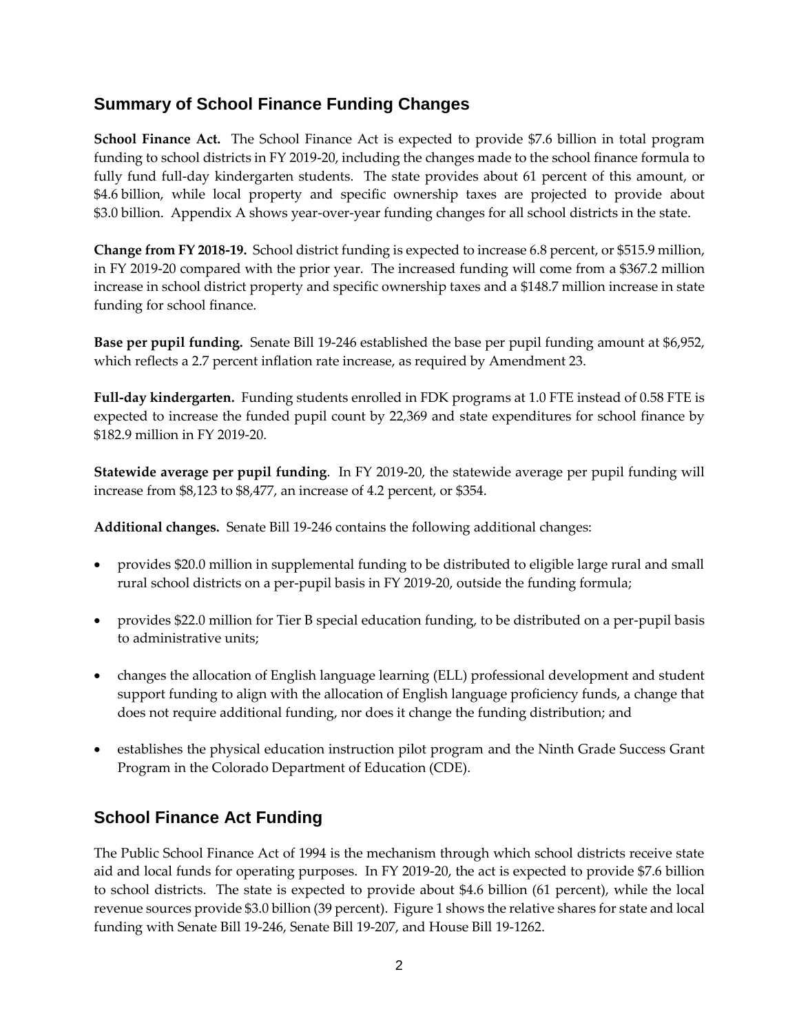## Summary of School Finance Funding Changes

**School Finance Act.** The School Finance Act is expected to provide $7.6 billion in total program funding to school districts in FY 2019-20, including the changes made to the school finance formula to fully fund full-day kindergarten students. The state provides about 61 percent of this amount, or $4.6 billion, while local property and specific ownership taxes are projected to provide about $3.0 billion. Appendix A shows year-over-year funding changes for all school districts in the state.

**Change from FY 2018-19.** School district funding is expected to increase 6.8 percent, or $515.9 million, in FY 2019-20 compared with the prior year. The increased funding will come from a $367.2 million increase in school district property and specific ownership taxes and a $148.7 million increase in state funding for school finance.

**Base per pupil funding.** Senate Bill 19-246 established the base per pupil funding amount at $6,952, which reflects a 2.7 percent inflation rate increase, as required by Amendment 23.

**Full-day kindergarten.** Funding students enrolled in FDK programs at 1.0 FTE instead of 0.58 FTE is expected to increase the funded pupil count by 22,369 and state expenditures for school finance by $182.9 million in FY 2019-20.

**Statewide average per pupil funding**. In FY 2019-20, the statewide average per pupil funding will increase from $8,123 to $8,477, an increase of 4.2 percent, or $354.

**Additional changes.** Senate Bill 19-246 contains the following additional changes:

- provides $20.0 million in supplemental funding to be distributed to eligible large rural and small rural school districts on a per-pupil basis in FY 2019-20, outside the funding formula;
- provides $22.0 million for Tier B special education funding, to be distributed on a per-pupil basis to administrative units;
- changes the allocation of English language learning (ELL) professional development and student support funding to align with the allocation of English language proficiency funds, a change that does not require additional funding, nor does it change the funding distribution; and
- establishes the physical education instruction pilot program and the Ninth Grade Success Grant Program in the Colorado Department of Education (CDE).

## School Finance Act Funding

The Public School Finance Act of 1994 is the mechanism through which school districts receive state aid and local funds for operating purposes. In FY 2019-20, the act is expected to provide $7.6 billion to school districts. The state is expected to provide about $4.6 billion (61 percent), while the local revenue sources provide $3.0 billion (39 percent). Figure 1 shows the relative shares for state and local funding with Senate Bill 19-246, Senate Bill 19-207, and House Bill 19-1262.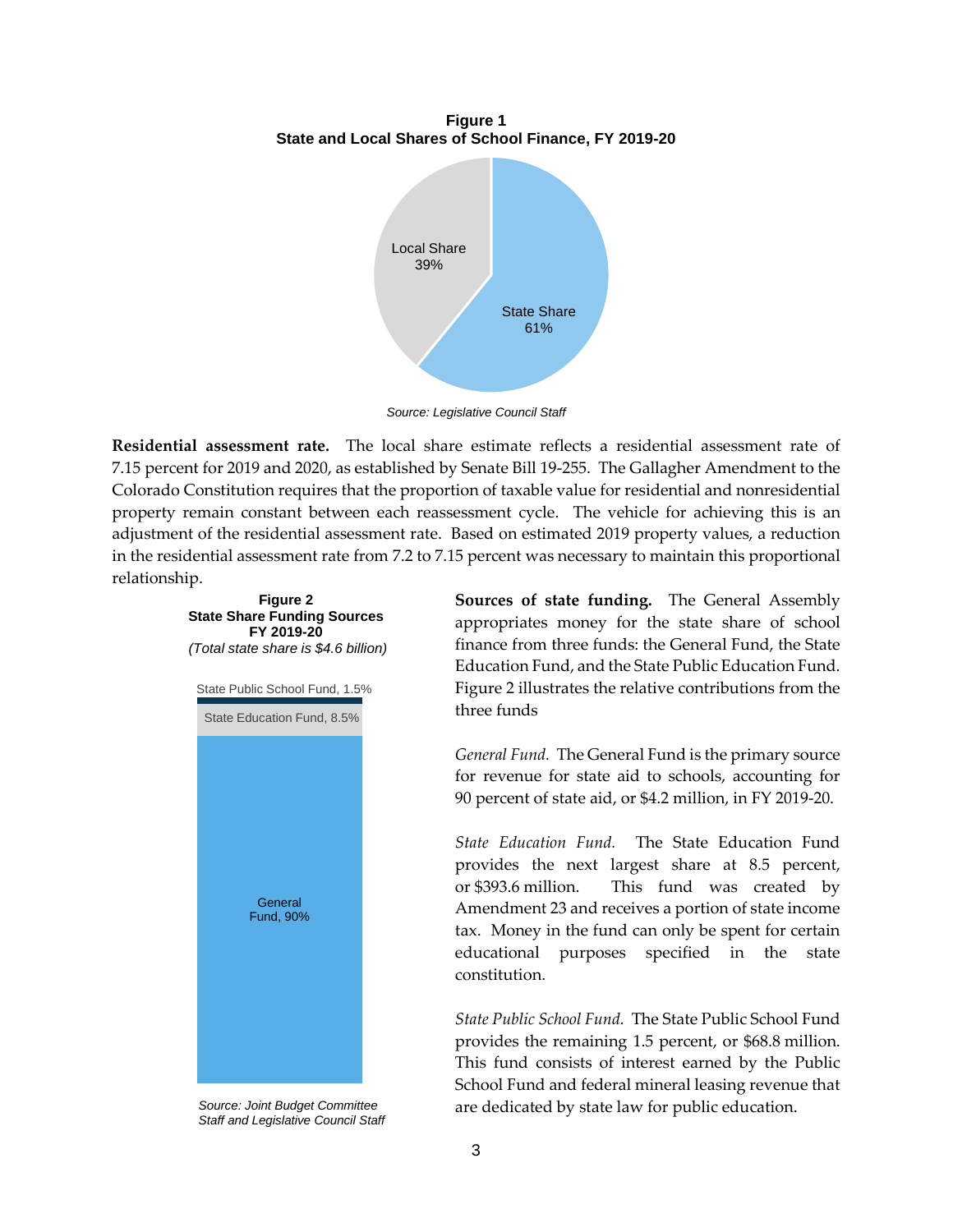**Figure 1**
**State and Local Shares of School Finance, FY 2019-20**

Local Share 39%

State Share 61%

*Source: Legislative Council Staff*

**Residential assessment rate.** The local share estimate reflects a residential assessment rate of 7.15 percent for 2019 and 2020, as established by Senate Bill 19-255. The Gallagher Amendment to the Colorado Constitution requires that the proportion of taxable value for residential and nonresidential property remain constant between each reassessment cycle. The vehicle for achieving this is an adjustment of the residential assessment rate. Based on estimated 2019 property values, a reduction in the residential assessment rate from 7.2 to 7.15 percent was necessary to maintain this proportional relationship.

**Figure 2**
**State Share Funding Sources**
**FY 2019-20**
*(Total state share is $4.6 billion)*

State Public School Fund, 1.5%

State Education Fund, 8.5%

General Fund, 90%

*Source: Joint Budget Committee Staff and Legislative Council Staff*

**Sources of state funding.** The General Assembly appropriates money for the state share of school finance from three funds: the General Fund, the State Education Fund, and the State Public Education Fund. Figure 2 illustrates the relative contributions from the three funds

*General Fund.* The General Fund is the primary source for revenue for state aid to schools, accounting for 90 percent of state aid, or $4.2 million, in FY 2019-20.

*State Education Fund.* The State Education Fund provides the next largest share at 8.5 percent, or $393.6 million. This fund was created by Amendment 23 and receives a portion of state income tax. Money in the fund can only be spent for certain educational purposes specified in the state constitution.

*State Public School Fund.* The State Public School Fund provides the remaining 1.5 percent, or $68.8 million. This fund consists of interest earned by the Public School Fund and federal mineral leasing revenue that are dedicated by state law for public education.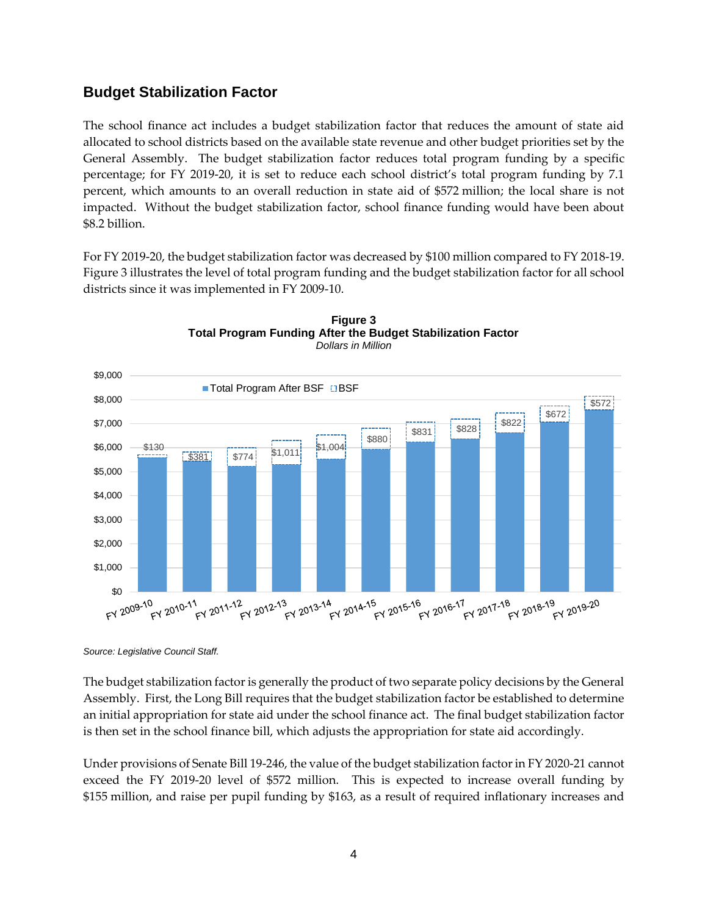## Budget Stabilization Factor

The school finance act includes a budget stabilization factor that reduces the amount of state aid allocated to school districts based on the available state revenue and other budget priorities set by the General Assembly. The budget stabilization factor reduces total program funding by a specific percentage; for FY 2019-20, it is set to reduce each school district's total program funding by 7.1 percent, which amounts to an overall reduction in state aid of $572 million; the local share is not impacted. Without the budget stabilization factor, school finance funding would have been about $8.2 billion.

For FY 2019-20, the budget stabilization factor was decreased by $100 million compared to FY 2018-19. Figure 3 illustrates the level of total program funding and the budget stabilization factor for all school districts since it was implemented in FY 2009-10.

**Figure 3**
**Total Program Funding After the Budget Stabilization Factor**
*Dollars in Million*

| Fiscal Year | BSF |
|---|---|
| FY 2009-10 | $130 |
| FY 2010-11 | $381 |
| FY 2011-12 | $774 |
| FY 2012-13 | $1,011 |
| FY 2013-14 | $1,004 |
| FY 2014-15 | $880 |
| FY 2015-16 | $831 |
| FY 2016-17 | $828 |
| FY 2017-18 | $822 |
| FY 2018-19 | $672 |
| FY 2019-20 | $572 |

*Source: Legislative Council Staff.*

The budget stabilization factor is generally the product of two separate policy decisions by the General Assembly. First, the Long Bill requires that the budget stabilization factor be established to determine an initial appropriation for state aid under the school finance act. The final budget stabilization factor is then set in the school finance bill, which adjusts the appropriation for state aid accordingly.

Under provisions of Senate Bill 19-246, the value of the budget stabilization factor in FY 2020-21 cannot exceed the FY 2019-20 level of $572 million. This is expected to increase overall funding by $155 million, and raise per pupil funding by $163, as a result of required inflationary increases and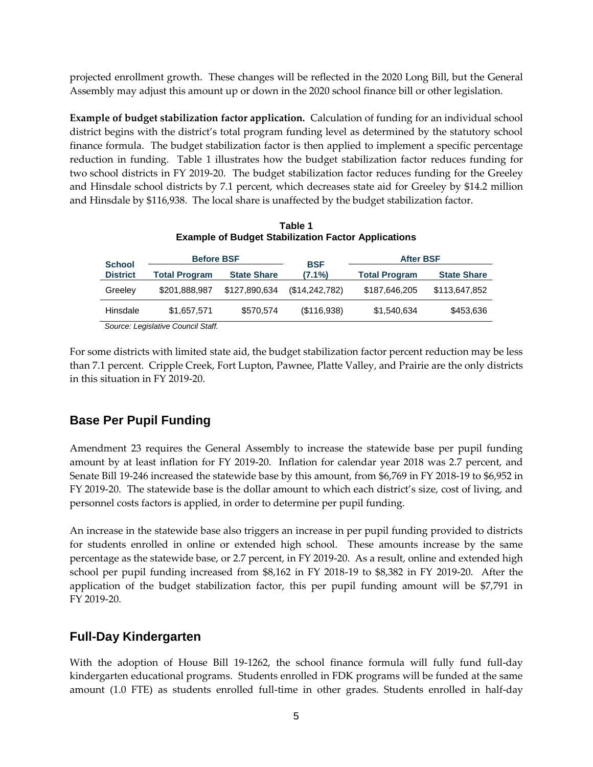projected enrollment growth. These changes will be reflected in the 2020 Long Bill, but the General Assembly may adjust this amount up or down in the 2020 school finance bill or other legislation.

**Example of budget stabilization factor application.** Calculation of funding for an individual school district begins with the district's total program funding level as determined by the statutory school finance formula. The budget stabilization factor is then applied to implement a specific percentage reduction in funding. Table 1 illustrates how the budget stabilization factor reduces funding for two school districts in FY 2019-20. The budget stabilization factor reduces funding for the Greeley and Hinsdale school districts by 7.1 percent, which decreases state aid for Greeley by $14.2 million and Hinsdale by $116,938. The local share is unaffected by the budget stabilization factor.

**Table 1**
**Example of Budget Stabilization Factor Applications**

| School District | Before BSF | | BSF (7.1%) | After BSF | |
|---|---|---|---|---|---|
| | Total Program | State Share | | Total Program | State Share |
| Greeley | $201,888,987 | $127,890,634 | ($14,242,782) | $187,646,205 | $113,647,852 |
| Hinsdale | $1,657,571 | $570,574 | ($116,938) | $1,540,634 | $453,636 |

*Source: Legislative Council Staff.*

For some districts with limited state aid, the budget stabilization factor percent reduction may be less than 7.1 percent. Cripple Creek, Fort Lupton, Pawnee, Platte Valley, and Prairie are the only districts in this situation in FY 2019-20.

## Base Per Pupil Funding

Amendment 23 requires the General Assembly to increase the statewide base per pupil funding amount by at least inflation for FY 2019-20. Inflation for calendar year 2018 was 2.7 percent, and Senate Bill 19-246 increased the statewide base by this amount, from $6,769 in FY 2018-19 to $6,952 in FY 2019-20. The statewide base is the dollar amount to which each district's size, cost of living, and personnel costs factors is applied, in order to determine per pupil funding.

An increase in the statewide base also triggers an increase in per pupil funding provided to districts for students enrolled in online or extended high school. These amounts increase by the same percentage as the statewide base, or 2.7 percent, in FY 2019-20. As a result, online and extended high school per pupil funding increased from $8,162 in FY 2018-19 to $8,382 in FY 2019-20. After the application of the budget stabilization factor, this per pupil funding amount will be $7,791 in FY 2019-20.

## Full-Day Kindergarten

With the adoption of House Bill 19-1262, the school finance formula will fully fund full-day kindergarten educational programs. Students enrolled in FDK programs will be funded at the same amount (1.0 FTE) as students enrolled full-time in other grades. Students enrolled in half-day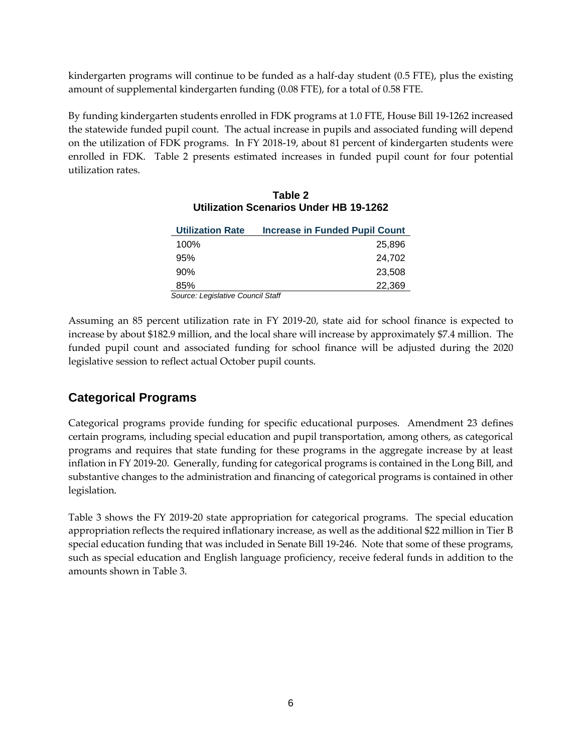kindergarten programs will continue to be funded as a half-day student (0.5 FTE), plus the existing amount of supplemental kindergarten funding (0.08 FTE), for a total of 0.58 FTE.

By funding kindergarten students enrolled in FDK programs at 1.0 FTE, House Bill 19-1262 increased the statewide funded pupil count. The actual increase in pupils and associated funding will depend on the utilization of FDK programs. In FY 2018-19, about 81 percent of kindergarten students were enrolled in FDK. Table 2 presents estimated increases in funded pupil count for four potential utilization rates.

**Table 2**
**Utilization Scenarios Under HB 19-1262**

| Utilization Rate | Increase in Funded Pupil Count |
|---|---:|
| 100% | 25,896 |
| 95% | 24,702 |
| 90% | 23,508 |
| 85% | 22,369 |

*Source: Legislative Council Staff*

Assuming an 85 percent utilization rate in FY 2019-20, state aid for school finance is expected to increase by about $182.9 million, and the local share will increase by approximately $7.4 million. The funded pupil count and associated funding for school finance will be adjusted during the 2020 legislative session to reflect actual October pupil counts.

## Categorical Programs

Categorical programs provide funding for specific educational purposes. Amendment 23 defines certain programs, including special education and pupil transportation, among others, as categorical programs and requires that state funding for these programs in the aggregate increase by at least inflation in FY 2019-20. Generally, funding for categorical programs is contained in the Long Bill, and substantive changes to the administration and financing of categorical programs is contained in other legislation.

Table 3 shows the FY 2019-20 state appropriation for categorical programs. The special education appropriation reflects the required inflationary increase, as well as the additional $22 million in Tier B special education funding that was included in Senate Bill 19-246. Note that some of these programs, such as special education and English language proficiency, receive federal funds in addition to the amounts shown in Table 3.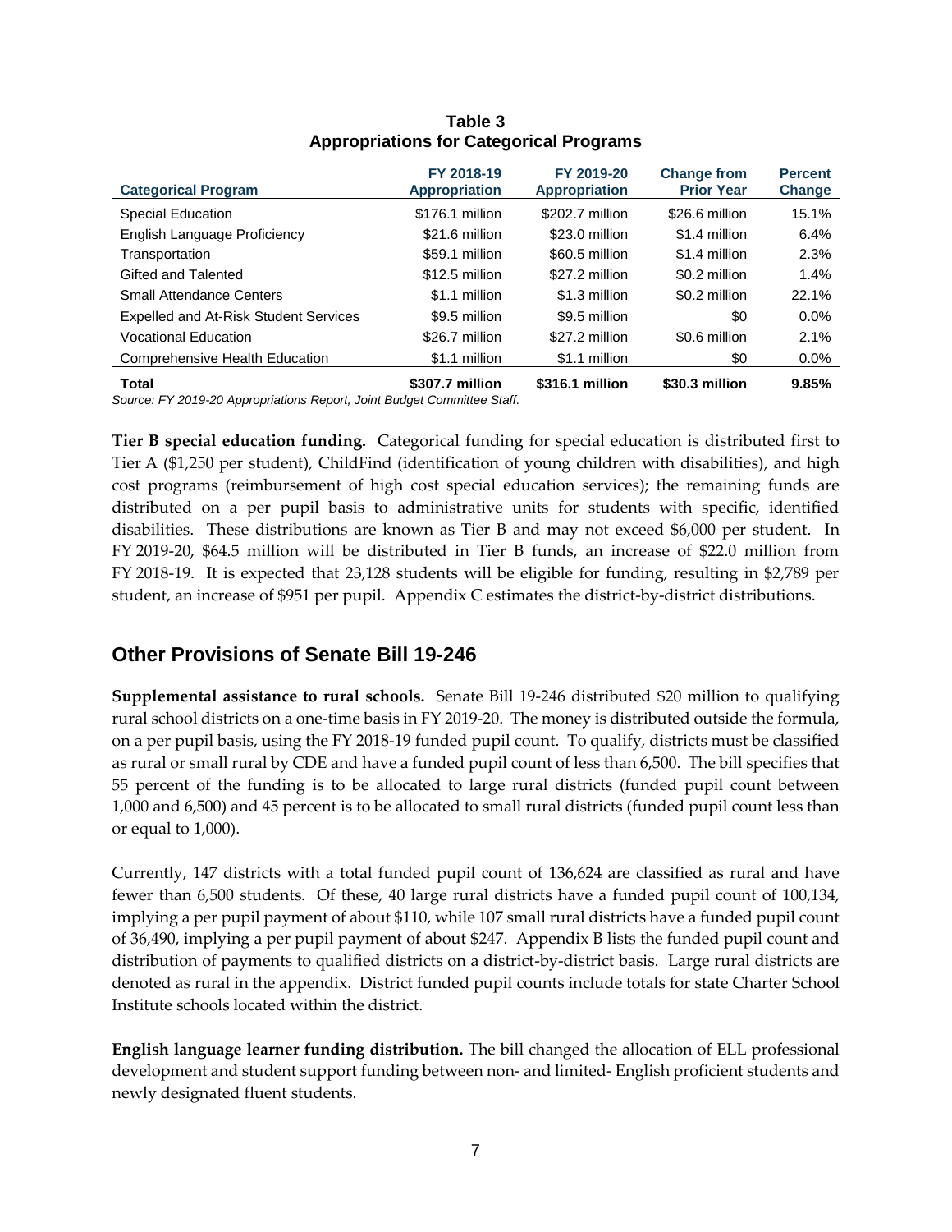**Table 3**
**Appropriations for Categorical Programs**

| Categorical Program | FY 2018-19 Appropriation | FY 2019-20 Appropriation | Change from Prior Year | Percent Change |
|---|---|---|---|---|
| Special Education | \$176.1 million | \$202.7 million | \$26.6 million | 15.1% |
| English Language Proficiency | \$21.6 million | \$23.0 million | \$1.4 million | 6.4% |
| Transportation | \$59.1 million | \$60.5 million | \$1.4 million | 2.3% |
| Gifted and Talented | \$12.5 million | \$27.2 million | \$0.2 million | 1.4% |
| Small Attendance Centers | \$1.1 million | \$1.3 million | \$0.2 million | 22.1% |
| Expelled and At-Risk Student Services | \$9.5 million | \$9.5 million | \$0 | 0.0% |
| Vocational Education | \$26.7 million | \$27.2 million | \$0.6 million | 2.1% |
| Comprehensive Health Education | \$1.1 million | \$1.1 million | \$0 | 0.0% |
| **Total** | **\$307.7 million** | **\$316.1 million** | **\$30.3 million** | **9.85%** |

*Source: FY 2019-20 Appropriations Report, Joint Budget Committee Staff.*

**Tier B special education funding.** Categorical funding for special education is distributed first to Tier A (\$1,250 per student), ChildFind (identification of young children with disabilities), and high cost programs (reimbursement of high cost special education services); the remaining funds are distributed on a per pupil basis to administrative units for students with specific, identified disabilities. These distributions are known as Tier B and may not exceed \$6,000 per student. In FY 2019-20, \$64.5 million will be distributed in Tier B funds, an increase of \$22.0 million from FY 2018-19. It is expected that 23,128 students will be eligible for funding, resulting in \$2,789 per student, an increase of \$951 per pupil. Appendix C estimates the district-by-district distributions.

## Other Provisions of Senate Bill 19-246

**Supplemental assistance to rural schools.** Senate Bill 19-246 distributed \$20 million to qualifying rural school districts on a one-time basis in FY 2019-20. The money is distributed outside the formula, on a per pupil basis, using the FY 2018-19 funded pupil count. To qualify, districts must be classified as rural or small rural by CDE and have a funded pupil count of less than 6,500. The bill specifies that 55 percent of the funding is to be allocated to large rural districts (funded pupil count between 1,000 and 6,500) and 45 percent is to be allocated to small rural districts (funded pupil count less than or equal to 1,000).

Currently, 147 districts with a total funded pupil count of 136,624 are classified as rural and have fewer than 6,500 students. Of these, 40 large rural districts have a funded pupil count of 100,134, implying a per pupil payment of about \$110, while 107 small rural districts have a funded pupil count of 36,490, implying a per pupil payment of about \$247. Appendix B lists the funded pupil count and distribution of payments to qualified districts on a district-by-district basis. Large rural districts are denoted as rural in the appendix. District funded pupil counts include totals for state Charter School Institute schools located within the district.

**English language learner funding distribution.** The bill changed the allocation of ELL professional development and student support funding between non- and limited- English proficient students and newly designated fluent students.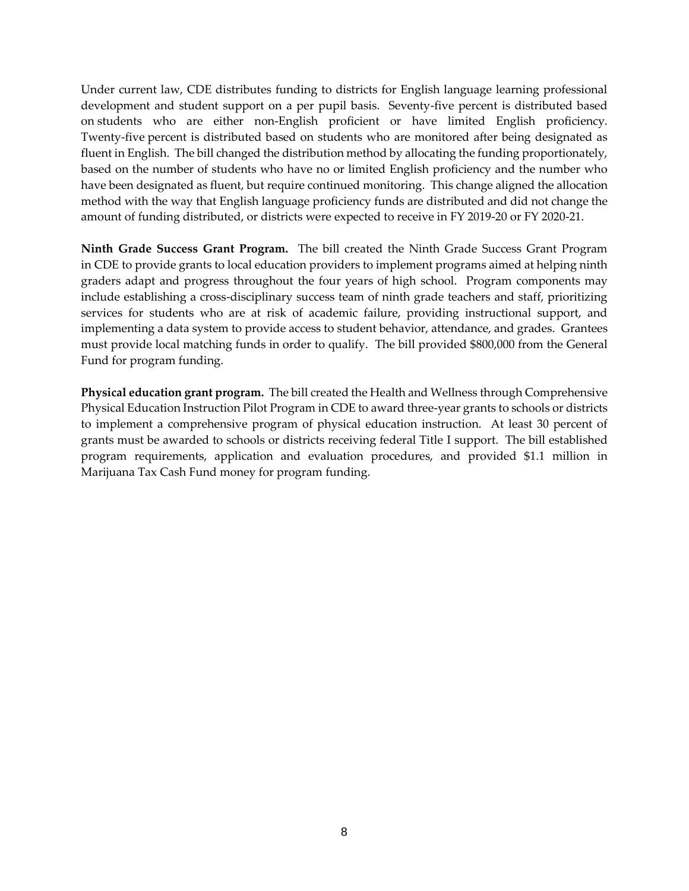Under current law, CDE distributes funding to districts for English language learning professional development and student support on a per pupil basis. Seventy-five percent is distributed based on students who are either non-English proficient or have limited English proficiency. Twenty-five percent is distributed based on students who are monitored after being designated as fluent in English. The bill changed the distribution method by allocating the funding proportionately, based on the number of students who have no or limited English proficiency and the number who have been designated as fluent, but require continued monitoring. This change aligned the allocation method with the way that English language proficiency funds are distributed and did not change the amount of funding distributed, or districts were expected to receive in FY 2019-20 or FY 2020-21.

**Ninth Grade Success Grant Program.** The bill created the Ninth Grade Success Grant Program in CDE to provide grants to local education providers to implement programs aimed at helping ninth graders adapt and progress throughout the four years of high school. Program components may include establishing a cross-disciplinary success team of ninth grade teachers and staff, prioritizing services for students who are at risk of academic failure, providing instructional support, and implementing a data system to provide access to student behavior, attendance, and grades. Grantees must provide local matching funds in order to qualify. The bill provided $800,000 from the General Fund for program funding.

**Physical education grant program.** The bill created the Health and Wellness through Comprehensive Physical Education Instruction Pilot Program in CDE to award three-year grants to schools or districts to implement a comprehensive program of physical education instruction. At least 30 percent of grants must be awarded to schools or districts receiving federal Title I support. The bill established program requirements, application and evaluation procedures, and provided $1.1 million in Marijuana Tax Cash Fund money for program funding.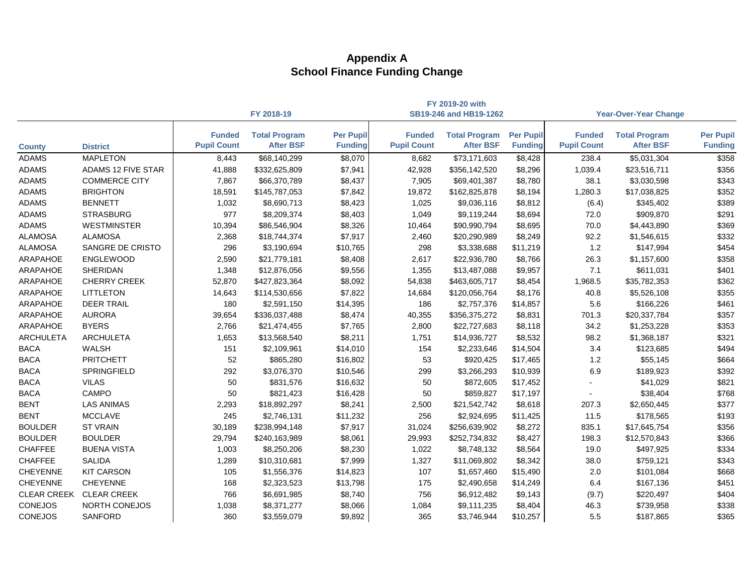# Appendix A
## School Finance Funding Change

| County | District | FY 2018-19 Funded Pupil Count | FY 2018-19 Total Program After BSF | FY 2018-19 Per Pupil Funding | FY 2019-20 with SB19-246 and HB19-1262 Funded Pupil Count | FY 2019-20 with SB19-246 and HB19-1262 Total Program After BSF | FY 2019-20 with SB19-246 and HB19-1262 Per Pupil Funding | Year-Over-Year Change Funded Pupil Count | Year-Over-Year Change Total Program After BSF | Year-Over-Year Change Per Pupil Funding |
|---|---|---|---|---|---|---|---|---|---|---|
| ADAMS | MAPLETON | 8,443 | $68,140,299 | $8,070 | 8,682 | $73,171,603 | $8,428 | 238.4 | $5,031,304 | $358 |
| ADAMS | ADAMS 12 FIVE STAR | 41,888 | $332,625,809 | $7,941 | 42,928 | $356,142,520 | $8,296 | 1,039.4 | $23,516,711 | $356 |
| ADAMS | COMMERCE CITY | 7,867 | $66,370,789 | $8,437 | 7,905 | $69,401,387 | $8,780 | 38.1 | $3,030,598 | $343 |
| ADAMS | BRIGHTON | 18,591 | $145,787,053 | $7,842 | 19,872 | $162,825,878 | $8,194 | 1,280.3 | $17,038,825 | $352 |
| ADAMS | BENNETT | 1,032 | $8,690,713 | $8,423 | 1,025 | $9,036,116 | $8,812 | (6.4) | $345,402 | $389 |
| ADAMS | STRASBURG | 977 | $8,209,374 | $8,403 | 1,049 | $9,119,244 | $8,694 | 72.0 | $909,870 | $291 |
| ADAMS | WESTMINSTER | 10,394 | $86,546,904 | $8,326 | 10,464 | $90,990,794 | $8,695 | 70.0 | $4,443,890 | $369 |
| ALAMOSA | ALAMOSA | 2,368 | $18,744,374 | $7,917 | 2,460 | $20,290,989 | $8,249 | 92.2 | $1,546,615 | $332 |
| ALAMOSA | SANGRE DE CRISTO | 296 | $3,190,694 | $10,765 | 298 | $3,338,688 | $11,219 | 1.2 | $147,994 | $454 |
| ARAPAHOE | ENGLEWOOD | 2,590 | $21,779,181 | $8,408 | 2,617 | $22,936,780 | $8,766 | 26.3 | $1,157,600 | $358 |
| ARAPAHOE | SHERIDAN | 1,348 | $12,876,056 | $9,556 | 1,355 | $13,487,088 | $9,957 | 7.1 | $611,031 | $401 |
| ARAPAHOE | CHERRY CREEK | 52,870 | $427,823,364 | $8,092 | 54,838 | $463,605,717 | $8,454 | 1,968.5 | $35,782,353 | $362 |
| ARAPAHOE | LITTLETON | 14,643 | $114,530,656 | $7,822 | 14,684 | $120,056,764 | $8,176 | 40.8 | $5,526,108 | $355 |
| ARAPAHOE | DEER TRAIL | 180 | $2,591,150 | $14,395 | 186 | $2,757,376 | $14,857 | 5.6 | $166,226 | $461 |
| ARAPAHOE | AURORA | 39,654 | $336,037,488 | $8,474 | 40,355 | $356,375,272 | $8,831 | 701.3 | $20,337,784 | $357 |
| ARAPAHOE | BYERS | 2,766 | $21,474,455 | $7,765 | 2,800 | $22,727,683 | $8,118 | 34.2 | $1,253,228 | $353 |
| ARCHULETA | ARCHULETA | 1,653 | $13,568,540 | $8,211 | 1,751 | $14,936,727 | $8,532 | 98.2 | $1,368,187 | $321 |
| BACA | WALSH | 151 | $2,109,961 | $14,010 | 154 | $2,233,646 | $14,504 | 3.4 | $123,685 | $494 |
| BACA | PRITCHETT | 52 | $865,280 | $16,802 | 53 | $920,425 | $17,465 | 1.2 | $55,145 | $664 |
| BACA | SPRINGFIELD | 292 | $3,076,370 | $10,546 | 299 | $3,266,293 | $10,939 | 6.9 | $189,923 | $392 |
| BACA | VILAS | 50 | $831,576 | $16,632 | 50 | $872,605 | $17,452 | - | $41,029 | $821 |
| BACA | CAMPO | 50 | $821,423 | $16,428 | 50 | $859,827 | $17,197 | - | $38,404 | $768 |
| BENT | LAS ANIMAS | 2,293 | $18,892,297 | $8,241 | 2,500 | $21,542,742 | $8,618 | 207.3 | $2,650,445 | $377 |
| BENT | MCCLAVE | 245 | $2,746,131 | $11,232 | 256 | $2,924,695 | $11,425 | 11.5 | $178,565 | $193 |
| BOULDER | ST VRAIN | 30,189 | $238,994,148 | $7,917 | 31,024 | $256,639,902 | $8,272 | 835.1 | $17,645,754 | $356 |
| BOULDER | BOULDER | 29,794 | $240,163,989 | $8,061 | 29,993 | $252,734,832 | $8,427 | 198.3 | $12,570,843 | $366 |
| CHAFFEE | BUENA VISTA | 1,003 | $8,250,206 | $8,230 | 1,022 | $8,748,132 | $8,564 | 19.0 | $497,925 | $334 |
| CHAFFEE | SALIDA | 1,289 | $10,310,681 | $7,999 | 1,327 | $11,069,802 | $8,342 | 38.0 | $759,121 | $343 |
| CHEYENNE | KIT CARSON | 105 | $1,556,376 | $14,823 | 107 | $1,657,460 | $15,490 | 2.0 | $101,084 | $668 |
| CHEYENNE | CHEYENNE | 168 | $2,323,523 | $13,798 | 175 | $2,490,658 | $14,249 | 6.4 | $167,136 | $451 |
| CLEAR CREEK | CLEAR CREEK | 766 | $6,691,985 | $8,740 | 756 | $6,912,482 | $9,143 | (9.7) | $220,497 | $404 |
| CONEJOS | NORTH CONEJOS | 1,038 | $8,371,277 | $8,066 | 1,084 | $9,111,235 | $8,404 | 46.3 | $739,958 | $338 |
| CONEJOS | SANFORD | 360 | $3,559,079 | $9,892 | 365 | $3,746,944 | $10,257 | 5.5 | $187,865 | $365 |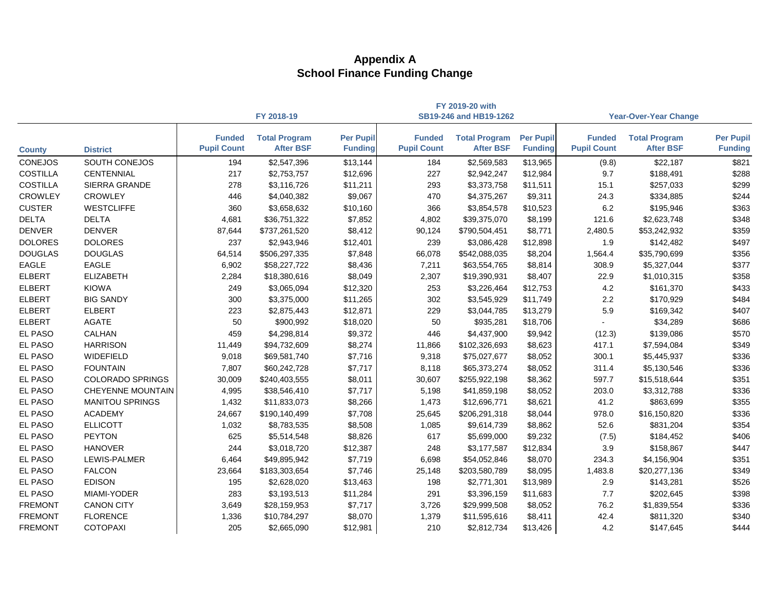# Appendix A
## School Finance Funding Change

| | | FY 2018-19 | | | FY 2019-20 with SB19-246 and HB19-1262 | | | Year-Over-Year Change | | |
|---|---|---|---|---|---|---|---|---|---|---|
| County | District | Funded Pupil Count | Total Program After BSF | Per Pupil Funding | Funded Pupil Count | Total Program After BSF | Per Pupil Funding | Funded Pupil Count | Total Program After BSF | Per Pupil Funding |
| CONEJOS | SOUTH CONEJOS | 194 | $2,547,396 | $13,144 | 184 | $2,569,583 | $13,965 | (9.8) | $22,187 | $821 |
| COSTILLA | CENTENNIAL | 217 | $2,753,757 | $12,696 | 227 | $2,942,247 | $12,984 | 9.7 | $188,491 | $288 |
| COSTILLA | SIERRA GRANDE | 278 | $3,116,726 | $11,211 | 293 | $3,373,758 | $11,511 | 15.1 | $257,033 | $299 |
| CROWLEY | CROWLEY | 446 | $4,040,382 | $9,067 | 470 | $4,375,267 | $9,311 | 24.3 | $334,885 | $244 |
| CUSTER | WESTCLIFFE | 360 | $3,658,632 | $10,160 | 366 | $3,854,578 | $10,523 | 6.2 | $195,946 | $363 |
| DELTA | DELTA | 4,681 | $36,751,322 | $7,852 | 4,802 | $39,375,070 | $8,199 | 121.6 | $2,623,748 | $348 |
| DENVER | DENVER | 87,644 | $737,261,520 | $8,412 | 90,124 | $790,504,451 | $8,771 | 2,480.5 | $53,242,932 | $359 |
| DOLORES | DOLORES | 237 | $2,943,946 | $12,401 | 239 | $3,086,428 | $12,898 | 1.9 | $142,482 | $497 |
| DOUGLAS | DOUGLAS | 64,514 | $506,297,335 | $7,848 | 66,078 | $542,088,035 | $8,204 | 1,564.4 | $35,790,699 | $356 |
| EAGLE | EAGLE | 6,902 | $58,227,722 | $8,436 | 7,211 | $63,554,765 | $8,814 | 308.9 | $5,327,044 | $377 |
| ELBERT | ELIZABETH | 2,284 | $18,380,616 | $8,049 | 2,307 | $19,390,931 | $8,407 | 22.9 | $1,010,315 | $358 |
| ELBERT | KIOWA | 249 | $3,065,094 | $12,320 | 253 | $3,226,464 | $12,753 | 4.2 | $161,370 | $433 |
| ELBERT | BIG SANDY | 300 | $3,375,000 | $11,265 | 302 | $3,545,929 | $11,749 | 2.2 | $170,929 | $484 |
| ELBERT | ELBERT | 223 | $2,875,443 | $12,871 | 229 | $3,044,785 | $13,279 | 5.9 | $169,342 | $407 |
| ELBERT | AGATE | 50 | $900,992 | $18,020 | 50 | $935,281 | $18,706 | - | $34,289 | $686 |
| EL PASO | CALHAN | 459 | $4,298,814 | $9,372 | 446 | $4,437,900 | $9,942 | (12.3) | $139,086 | $570 |
| EL PASO | HARRISON | 11,449 | $94,732,609 | $8,274 | 11,866 | $102,326,693 | $8,623 | 417.1 | $7,594,084 | $349 |
| EL PASO | WIDEFIELD | 9,018 | $69,581,740 | $7,716 | 9,318 | $75,027,677 | $8,052 | 300.1 | $5,445,937 | $336 |
| EL PASO | FOUNTAIN | 7,807 | $60,242,728 | $7,717 | 8,118 | $65,373,274 | $8,052 | 311.4 | $5,130,546 | $336 |
| EL PASO | COLORADO SPRINGS | 30,009 | $240,403,555 | $8,011 | 30,607 | $255,922,198 | $8,362 | 597.7 | $15,518,644 | $351 |
| EL PASO | CHEYENNE MOUNTAIN | 4,995 | $38,546,410 | $7,717 | 5,198 | $41,859,198 | $8,052 | 203.0 | $3,312,788 | $336 |
| EL PASO | MANITOU SPRINGS | 1,432 | $11,833,073 | $8,266 | 1,473 | $12,696,771 | $8,621 | 41.2 | $863,699 | $355 |
| EL PASO | ACADEMY | 24,667 | $190,140,499 | $7,708 | 25,645 | $206,291,318 | $8,044 | 978.0 | $16,150,820 | $336 |
| EL PASO | ELLICOTT | 1,032 | $8,783,535 | $8,508 | 1,085 | $9,614,739 | $8,862 | 52.6 | $831,204 | $354 |
| EL PASO | PEYTON | 625 | $5,514,548 | $8,826 | 617 | $5,699,000 | $9,232 | (7.5) | $184,452 | $406 |
| EL PASO | HANOVER | 244 | $3,018,720 | $12,387 | 248 | $3,177,587 | $12,834 | 3.9 | $158,867 | $447 |
| EL PASO | LEWIS-PALMER | 6,464 | $49,895,942 | $7,719 | 6,698 | $54,052,846 | $8,070 | 234.3 | $4,156,904 | $351 |
| EL PASO | FALCON | 23,664 | $183,303,654 | $7,746 | 25,148 | $203,580,789 | $8,095 | 1,483.8 | $20,277,136 | $349 |
| EL PASO | EDISON | 195 | $2,628,020 | $13,463 | 198 | $2,771,301 | $13,989 | 2.9 | $143,281 | $526 |
| EL PASO | MIAMI-YODER | 283 | $3,193,513 | $11,284 | 291 | $3,396,159 | $11,683 | 7.7 | $202,645 | $398 |
| FREMONT | CANON CITY | 3,649 | $28,159,953 | $7,717 | 3,726 | $29,999,508 | $8,052 | 76.2 | $1,839,554 | $336 |
| FREMONT | FLORENCE | 1,336 | $10,784,297 | $8,070 | 1,379 | $11,595,616 | $8,411 | 42.4 | $811,320 | $340 |
| FREMONT | COTOPAXI | 205 | $2,665,090 | $12,981 | 210 | $2,812,734 | $13,426 | 4.2 | $147,645 | $444 |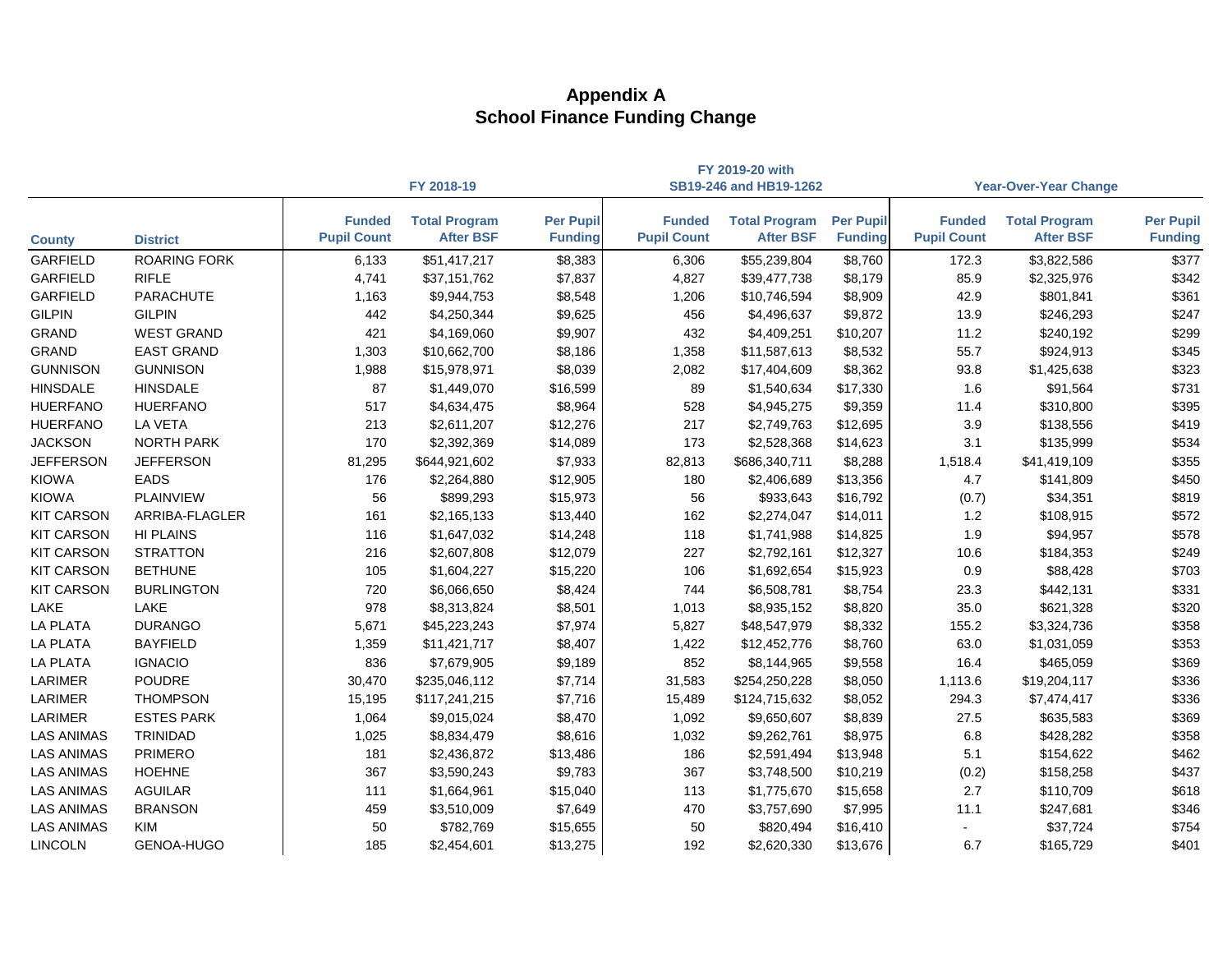# Appendix A
## School Finance Funding Change

| | | FY 2018-19 | | | FY 2019-20 with SB19-246 and HB19-1262 | | | Year-Over-Year Change | | |
|---|---|---|---|---|---|---|---|---|---|---|
| County | District | Funded Pupil Count | Total Program After BSF | Per Pupil Funding | Funded Pupil Count | Total Program After BSF | Per Pupil Funding | Funded Pupil Count | Total Program After BSF | Per Pupil Funding |
| GARFIELD | ROARING FORK | 6,133 | $51,417,217 | $8,383 | 6,306 | $55,239,804 | $8,760 | 172.3 | $3,822,586 | $377 |
| GARFIELD | RIFLE | 4,741 | $37,151,762 | $7,837 | 4,827 | $39,477,738 | $8,179 | 85.9 | $2,325,976 | $342 |
| GARFIELD | PARACHUTE | 1,163 | $9,944,753 | $8,548 | 1,206 | $10,746,594 | $8,909 | 42.9 | $801,841 | $361 |
| GILPIN | GILPIN | 442 | $4,250,344 | $9,625 | 456 | $4,496,637 | $9,872 | 13.9 | $246,293 | $247 |
| GRAND | WEST GRAND | 421 | $4,169,060 | $9,907 | 432 | $4,409,251 | $10,207 | 11.2 | $240,192 | $299 |
| GRAND | EAST GRAND | 1,303 | $10,662,700 | $8,186 | 1,358 | $11,587,613 | $8,532 | 55.7 | $924,913 | $345 |
| GUNNISON | GUNNISON | 1,988 | $15,978,971 | $8,039 | 2,082 | $17,404,609 | $8,362 | 93.8 | $1,425,638 | $323 |
| HINSDALE | HINSDALE | 87 | $1,449,070 | $16,599 | 89 | $1,540,634 | $17,330 | 1.6 | $91,564 | $731 |
| HUERFANO | HUERFANO | 517 | $4,634,475 | $8,964 | 528 | $4,945,275 | $9,359 | 11.4 | $310,800 | $395 |
| HUERFANO | LA VETA | 213 | $2,611,207 | $12,276 | 217 | $2,749,763 | $12,695 | 3.9 | $138,556 | $419 |
| JACKSON | NORTH PARK | 170 | $2,392,369 | $14,089 | 173 | $2,528,368 | $14,623 | 3.1 | $135,999 | $534 |
| JEFFERSON | JEFFERSON | 81,295 | $644,921,602 | $7,933 | 82,813 | $686,340,711 | $8,288 | 1,518.4 | $41,419,109 | $355 |
| KIOWA | EADS | 176 | $2,264,880 | $12,905 | 180 | $2,406,689 | $13,356 | 4.7 | $141,809 | $450 |
| KIOWA | PLAINVIEW | 56 | $899,293 | $15,973 | 56 | $933,643 | $16,792 | (0.7) | $34,351 | $819 |
| KIT CARSON | ARRIBA-FLAGLER | 161 | $2,165,133 | $13,440 | 162 | $2,274,047 | $14,011 | 1.2 | $108,915 | $572 |
| KIT CARSON | HI PLAINS | 116 | $1,647,032 | $14,248 | 118 | $1,741,988 | $14,825 | 1.9 | $94,957 | $578 |
| KIT CARSON | STRATTON | 216 | $2,607,808 | $12,079 | 227 | $2,792,161 | $12,327 | 10.6 | $184,353 | $249 |
| KIT CARSON | BETHUNE | 105 | $1,604,227 | $15,220 | 106 | $1,692,654 | $15,923 | 0.9 | $88,428 | $703 |
| KIT CARSON | BURLINGTON | 720 | $6,066,650 | $8,424 | 744 | $6,508,781 | $8,754 | 23.3 | $442,131 | $331 |
| LAKE | LAKE | 978 | $8,313,824 | $8,501 | 1,013 | $8,935,152 | $8,820 | 35.0 | $621,328 | $320 |
| LA PLATA | DURANGO | 5,671 | $45,223,243 | $7,974 | 5,827 | $48,547,979 | $8,332 | 155.2 | $3,324,736 | $358 |
| LA PLATA | BAYFIELD | 1,359 | $11,421,717 | $8,407 | 1,422 | $12,452,776 | $8,760 | 63.0 | $1,031,059 | $353 |
| LA PLATA | IGNACIO | 836 | $7,679,905 | $9,189 | 852 | $8,144,965 | $9,558 | 16.4 | $465,059 | $369 |
| LARIMER | POUDRE | 30,470 | $235,046,112 | $7,714 | 31,583 | $254,250,228 | $8,050 | 1,113.6 | $19,204,117 | $336 |
| LARIMER | THOMPSON | 15,195 | $117,241,215 | $7,716 | 15,489 | $124,715,632 | $8,052 | 294.3 | $7,474,417 | $336 |
| LARIMER | ESTES PARK | 1,064 | $9,015,024 | $8,470 | 1,092 | $9,650,607 | $8,839 | 27.5 | $635,583 | $369 |
| LAS ANIMAS | TRINIDAD | 1,025 | $8,834,479 | $8,616 | 1,032 | $9,262,761 | $8,975 | 6.8 | $428,282 | $358 |
| LAS ANIMAS | PRIMERO | 181 | $2,436,872 | $13,486 | 186 | $2,591,494 | $13,948 | 5.1 | $154,622 | $462 |
| LAS ANIMAS | HOEHNE | 367 | $3,590,243 | $9,783 | 367 | $3,748,500 | $10,219 | (0.2) | $158,258 | $437 |
| LAS ANIMAS | AGUILAR | 111 | $1,664,961 | $15,040 | 113 | $1,775,670 | $15,658 | 2.7 | $110,709 | $618 |
| LAS ANIMAS | BRANSON | 459 | $3,510,009 | $7,649 | 470 | $3,757,690 | $7,995 | 11.1 | $247,681 | $346 |
| LAS ANIMAS | KIM | 50 | $782,769 | $15,655 | 50 | $820,494 | $16,410 | - | $37,724 | $754 |
| LINCOLN | GENOA-HUGO | 185 | $2,454,601 | $13,275 | 192 | $2,620,330 | $13,676 | 6.7 | $165,729 | $401 |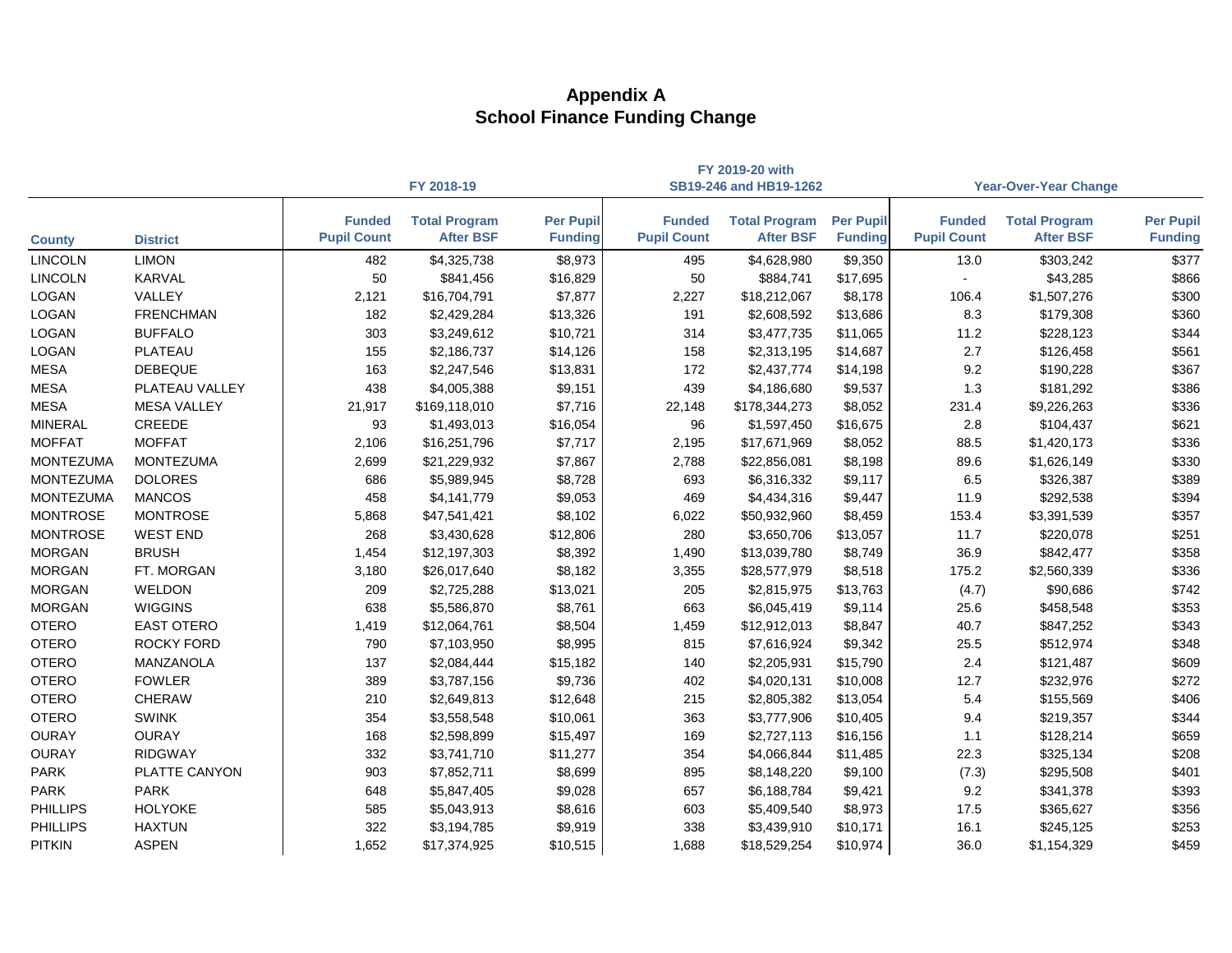# Appendix A
## School Finance Funding Change

| | | FY 2018-19 | | | FY 2019-20 with SB19-246 and HB19-1262 | | | Year-Over-Year Change | | |
|---|---|---|---|---|---|---|---|---|---|---|
| **County** | **District** | **Funded Pupil Count** | **Total Program After BSF** | **Per Pupil Funding** | **Funded Pupil Count** | **Total Program After BSF** | **Per Pupil Funding** | **Funded Pupil Count** | **Total Program After BSF** | **Per Pupil Funding** |
| LINCOLN | LIMON | 482 | $4,325,738 | $8,973 | 495 | $4,628,980 | $9,350 | 13.0 | $303,242 | $377 |
| LINCOLN | KARVAL | 50 | $841,456 | $16,829 | 50 | $884,741 | $17,695 | - | $43,285 | $866 |
| LOGAN | VALLEY | 2,121 | $16,704,791 | $7,877 | 2,227 | $18,212,067 | $8,178 | 106.4 | $1,507,276 | $300 |
| LOGAN | FRENCHMAN | 182 | $2,429,284 | $13,326 | 191 | $2,608,592 | $13,686 | 8.3 | $179,308 | $360 |
| LOGAN | BUFFALO | 303 | $3,249,612 | $10,721 | 314 | $3,477,735 | $11,065 | 11.2 | $228,123 | $344 |
| LOGAN | PLATEAU | 155 | $2,186,737 | $14,126 | 158 | $2,313,195 | $14,687 | 2.7 | $126,458 | $561 |
| MESA | DEBEQUE | 163 | $2,247,546 | $13,831 | 172 | $2,437,774 | $14,198 | 9.2 | $190,228 | $367 |
| MESA | PLATEAU VALLEY | 438 | $4,005,388 | $9,151 | 439 | $4,186,680 | $9,537 | 1.3 | $181,292 | $386 |
| MESA | MESA VALLEY | 21,917 | $169,118,010 | $7,716 | 22,148 | $178,344,273 | $8,052 | 231.4 | $9,226,263 | $336 |
| MINERAL | CREEDE | 93 | $1,493,013 | $16,054 | 96 | $1,597,450 | $16,675 | 2.8 | $104,437 | $621 |
| MOFFAT | MOFFAT | 2,106 | $16,251,796 | $7,717 | 2,195 | $17,671,969 | $8,052 | 88.5 | $1,420,173 | $336 |
| MONTEZUMA | MONTEZUMA | 2,699 | $21,229,932 | $7,867 | 2,788 | $22,856,081 | $8,198 | 89.6 | $1,626,149 | $330 |
| MONTEZUMA | DOLORES | 686 | $5,989,945 | $8,728 | 693 | $6,316,332 | $9,117 | 6.5 | $326,387 | $389 |
| MONTEZUMA | MANCOS | 458 | $4,141,779 | $9,053 | 469 | $4,434,316 | $9,447 | 11.9 | $292,538 | $394 |
| MONTROSE | MONTROSE | 5,868 | $47,541,421 | $8,102 | 6,022 | $50,932,960 | $8,459 | 153.4 | $3,391,539 | $357 |
| MONTROSE | WEST END | 268 | $3,430,628 | $12,806 | 280 | $3,650,706 | $13,057 | 11.7 | $220,078 | $251 |
| MORGAN | BRUSH | 1,454 | $12,197,303 | $8,392 | 1,490 | $13,039,780 | $8,749 | 36.9 | $842,477 | $358 |
| MORGAN | FT. MORGAN | 3,180 | $26,017,640 | $8,182 | 3,355 | $28,577,979 | $8,518 | 175.2 | $2,560,339 | $336 |
| MORGAN | WELDON | 209 | $2,725,288 | $13,021 | 205 | $2,815,975 | $13,763 | (4.7) | $90,686 | $742 |
| MORGAN | WIGGINS | 638 | $5,586,870 | $8,761 | 663 | $6,045,419 | $9,114 | 25.6 | $458,548 | $353 |
| OTERO | EAST OTERO | 1,419 | $12,064,761 | $8,504 | 1,459 | $12,912,013 | $8,847 | 40.7 | $847,252 | $343 |
| OTERO | ROCKY FORD | 790 | $7,103,950 | $8,995 | 815 | $7,616,924 | $9,342 | 25.5 | $512,974 | $348 |
| OTERO | MANZANOLA | 137 | $2,084,444 | $15,182 | 140 | $2,205,931 | $15,790 | 2.4 | $121,487 | $609 |
| OTERO | FOWLER | 389 | $3,787,156 | $9,736 | 402 | $4,020,131 | $10,008 | 12.7 | $232,976 | $272 |
| OTERO | CHERAW | 210 | $2,649,813 | $12,648 | 215 | $2,805,382 | $13,054 | 5.4 | $155,569 | $406 |
| OTERO | SWINK | 354 | $3,558,548 | $10,061 | 363 | $3,777,906 | $10,405 | 9.4 | $219,357 | $344 |
| OURAY | OURAY | 168 | $2,598,899 | $15,497 | 169 | $2,727,113 | $16,156 | 1.1 | $128,214 | $659 |
| OURAY | RIDGWAY | 332 | $3,741,710 | $11,277 | 354 | $4,066,844 | $11,485 | 22.3 | $325,134 | $208 |
| PARK | PLATTE CANYON | 903 | $7,852,711 | $8,699 | 895 | $8,148,220 | $9,100 | (7.3) | $295,508 | $401 |
| PARK | PARK | 648 | $5,847,405 | $9,028 | 657 | $6,188,784 | $9,421 | 9.2 | $341,378 | $393 |
| PHILLIPS | HOLYOKE | 585 | $5,043,913 | $8,616 | 603 | $5,409,540 | $8,973 | 17.5 | $365,627 | $356 |
| PHILLIPS | HAXTUN | 322 | $3,194,785 | $9,919 | 338 | $3,439,910 | $10,171 | 16.1 | $245,125 | $253 |
| PITKIN | ASPEN | 1,652 | $17,374,925 | $10,515 | 1,688 | $18,529,254 | $10,974 | 36.0 | $1,154,329 | $459 |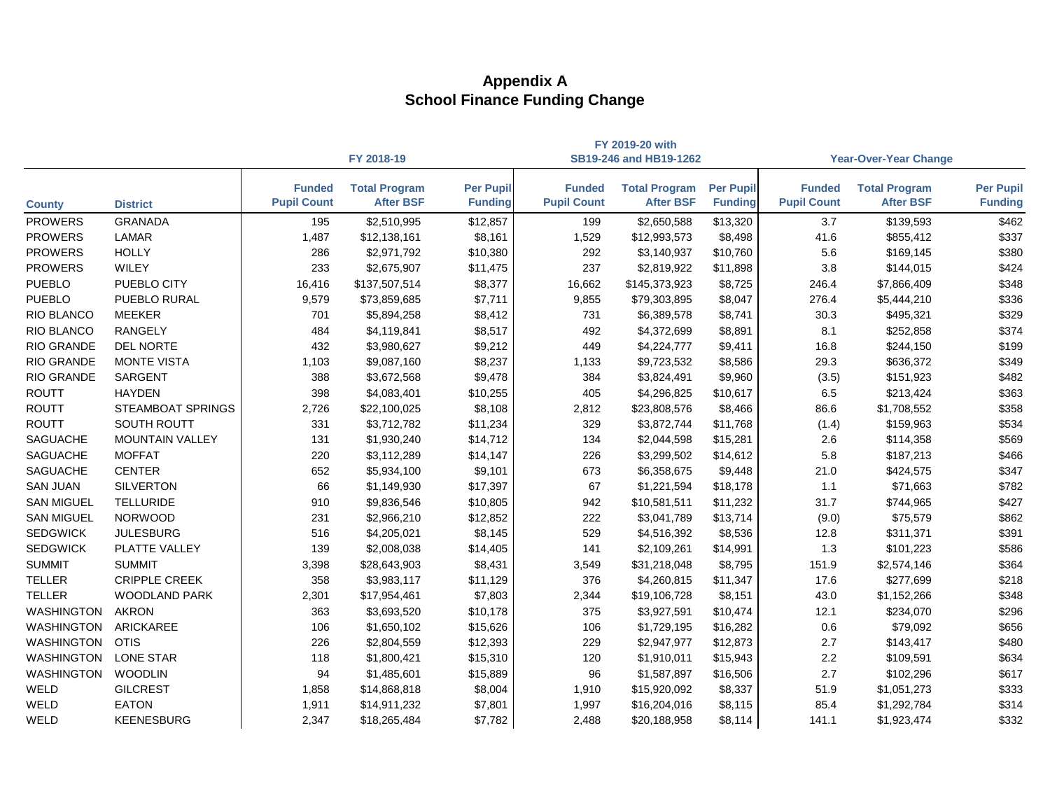# Appendix A
## School Finance Funding Change

| | | FY 2018-19 | | | FY 2019-20 with SB19-246 and HB19-1262 | | | Year-Over-Year Change | | |
|---|---|---|---|---|---|---|---|---|---|---|
| **County** | **District** | **Funded Pupil Count** | **Total Program After BSF** | **Per Pupil Funding** | **Funded Pupil Count** | **Total Program After BSF** | **Per Pupil Funding** | **Funded Pupil Count** | **Total Program After BSF** | **Per Pupil Funding** |
| PROWERS | GRANADA | 195 | $2,510,995 | $12,857 | 199 | $2,650,588 | $13,320 | 3.7 | $139,593 | $462 |
| PROWERS | LAMAR | 1,487 | $12,138,161 | $8,161 | 1,529 | $12,993,573 | $8,498 | 41.6 | $855,412 | $337 |
| PROWERS | HOLLY | 286 | $2,971,792 | $10,380 | 292 | $3,140,937 | $10,760 | 5.6 | $169,145 | $380 |
| PROWERS | WILEY | 233 | $2,675,907 | $11,475 | 237 | $2,819,922 | $11,898 | 3.8 | $144,015 | $424 |
| PUEBLO | PUEBLO CITY | 16,416 | $137,507,514 | $8,377 | 16,662 | $145,373,923 | $8,725 | 246.4 | $7,866,409 | $348 |
| PUEBLO | PUEBLO RURAL | 9,579 | $73,859,685 | $7,711 | 9,855 | $79,303,895 | $8,047 | 276.4 | $5,444,210 | $336 |
| RIO BLANCO | MEEKER | 701 | $5,894,258 | $8,412 | 731 | $6,389,578 | $8,741 | 30.3 | $495,321 | $329 |
| RIO BLANCO | RANGELY | 484 | $4,119,841 | $8,517 | 492 | $4,372,699 | $8,891 | 8.1 | $252,858 | $374 |
| RIO GRANDE | DEL NORTE | 432 | $3,980,627 | $9,212 | 449 | $4,224,777 | $9,411 | 16.8 | $244,150 | $199 |
| RIO GRANDE | MONTE VISTA | 1,103 | $9,087,160 | $8,237 | 1,133 | $9,723,532 | $8,586 | 29.3 | $636,372 | $349 |
| RIO GRANDE | SARGENT | 388 | $3,672,568 | $9,478 | 384 | $3,824,491 | $9,960 | (3.5) | $151,923 | $482 |
| ROUTT | HAYDEN | 398 | $4,083,401 | $10,255 | 405 | $4,296,825 | $10,617 | 6.5 | $213,424 | $363 |
| ROUTT | STEAMBOAT SPRINGS | 2,726 | $22,100,025 | $8,108 | 2,812 | $23,808,576 | $8,466 | 86.6 | $1,708,552 | $358 |
| ROUTT | SOUTH ROUTT | 331 | $3,712,782 | $11,234 | 329 | $3,872,744 | $11,768 | (1.4) | $159,963 | $534 |
| SAGUACHE | MOUNTAIN VALLEY | 131 | $1,930,240 | $14,712 | 134 | $2,044,598 | $15,281 | 2.6 | $114,358 | $569 |
| SAGUACHE | MOFFAT | 220 | $3,112,289 | $14,147 | 226 | $3,299,502 | $14,612 | 5.8 | $187,213 | $466 |
| SAGUACHE | CENTER | 652 | $5,934,100 | $9,101 | 673 | $6,358,675 | $9,448 | 21.0 | $424,575 | $347 |
| SAN JUAN | SILVERTON | 66 | $1,149,930 | $17,397 | 67 | $1,221,594 | $18,178 | 1.1 | $71,663 | $782 |
| SAN MIGUEL | TELLURIDE | 910 | $9,836,546 | $10,805 | 942 | $10,581,511 | $11,232 | 31.7 | $744,965 | $427 |
| SAN MIGUEL | NORWOOD | 231 | $2,966,210 | $12,852 | 222 | $3,041,789 | $13,714 | (9.0) | $75,579 | $862 |
| SEDGWICK | JULESBURG | 516 | $4,205,021 | $8,145 | 529 | $4,516,392 | $8,536 | 12.8 | $311,371 | $391 |
| SEDGWICK | PLATTE VALLEY | 139 | $2,008,038 | $14,405 | 141 | $2,109,261 | $14,991 | 1.3 | $101,223 | $586 |
| SUMMIT | SUMMIT | 3,398 | $28,643,903 | $8,431 | 3,549 | $31,218,048 | $8,795 | 151.9 | $2,574,146 | $364 |
| TELLER | CRIPPLE CREEK | 358 | $3,983,117 | $11,129 | 376 | $4,260,815 | $11,347 | 17.6 | $277,699 | $218 |
| TELLER | WOODLAND PARK | 2,301 | $17,954,461 | $7,803 | 2,344 | $19,106,728 | $8,151 | 43.0 | $1,152,266 | $348 |
| WASHINGTON | AKRON | 363 | $3,693,520 | $10,178 | 375 | $3,927,591 | $10,474 | 12.1 | $234,070 | $296 |
| WASHINGTON | ARICKAREE | 106 | $1,650,102 | $15,626 | 106 | $1,729,195 | $16,282 | 0.6 | $79,092 | $656 |
| WASHINGTON | OTIS | 226 | $2,804,559 | $12,393 | 229 | $2,947,977 | $12,873 | 2.7 | $143,417 | $480 |
| WASHINGTON | LONE STAR | 118 | $1,800,421 | $15,310 | 120 | $1,910,011 | $15,943 | 2.2 | $109,591 | $634 |
| WASHINGTON | WOODLIN | 94 | $1,485,601 | $15,889 | 96 | $1,587,897 | $16,506 | 2.7 | $102,296 | $617 |
| WELD | GILCREST | 1,858 | $14,868,818 | $8,004 | 1,910 | $15,920,092 | $8,337 | 51.9 | $1,051,273 | $333 |
| WELD | EATON | 1,911 | $14,911,232 | $7,801 | 1,997 | $16,204,016 | $8,115 | 85.4 | $1,292,784 | $314 |
| WELD | KEENESBURG | 2,347 | $18,265,484 | $7,782 | 2,488 | $20,188,958 | $8,114 | 141.1 | $1,923,474 | $332 |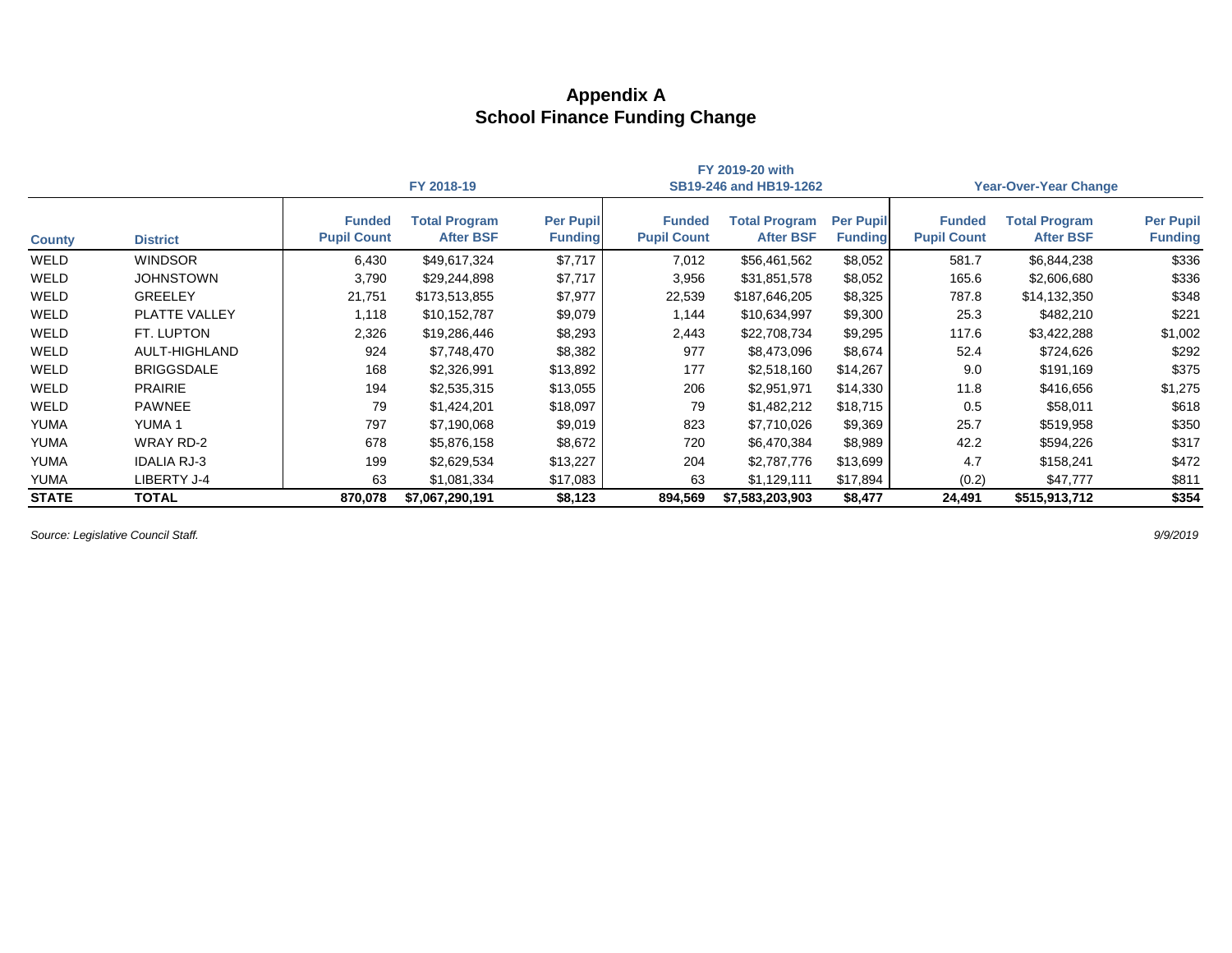# Appendix A
## School Finance Funding Change

| County | District | FY 2018-19 | | | FY 2019-20 with SB19-246 and HB19-1262 | | | Year-Over-Year Change | | |
|---|---|---|---|---|---|---|---|---|---|---|
| | | Funded Pupil Count | Total Program After BSF | Per Pupil Funding | Funded Pupil Count | Total Program After BSF | Per Pupil Funding | Funded Pupil Count | Total Program After BSF | Per Pupil Funding |
| WELD | WINDSOR | 6,430 | $49,617,324 | $7,717 | 7,012 | $56,461,562 | $8,052 | 581.7 | $6,844,238 | $336 |
| WELD | JOHNSTOWN | 3,790 | $29,244,898 | $7,717 | 3,956 | $31,851,578 | $8,052 | 165.6 | $2,606,680 | $336 |
| WELD | GREELEY | 21,751 | $173,513,855 | $7,977 | 22,539 | $187,646,205 | $8,325 | 787.8 | $14,132,350 | $348 |
| WELD | PLATTE VALLEY | 1,118 | $10,152,787 | $9,079 | 1,144 | $10,634,997 | $9,300 | 25.3 | $482,210 | $221 |
| WELD | FT. LUPTON | 2,326 | $19,286,446 | $8,293 | 2,443 | $22,708,734 | $9,295 | 117.6 | $3,422,288 | $1,002 |
| WELD | AULT-HIGHLAND | 924 | $7,748,470 | $8,382 | 977 | $8,473,096 | $8,674 | 52.4 | $724,626 | $292 |
| WELD | BRIGGSDALE | 168 | $2,326,991 | $13,892 | 177 | $2,518,160 | $14,267 | 9.0 | $191,169 | $375 |
| WELD | PRAIRIE | 194 | $2,535,315 | $13,055 | 206 | $2,951,971 | $14,330 | 11.8 | $416,656 | $1,275 |
| WELD | PAWNEE | 79 | $1,424,201 | $18,097 | 79 | $1,482,212 | $18,715 | 0.5 | $58,011 | $618 |
| YUMA | YUMA 1 | 797 | $7,190,068 | $9,019 | 823 | $7,710,026 | $9,369 | 25.7 | $519,958 | $350 |
| YUMA | WRAY RD-2 | 678 | $5,876,158 | $8,672 | 720 | $6,470,384 | $8,989 | 42.2 | $594,226 | $317 |
| YUMA | IDALIA RJ-3 | 199 | $2,629,534 | $13,227 | 204 | $2,787,776 | $13,699 | 4.7 | $158,241 | $472 |
| YUMA | LIBERTY J-4 | 63 | $1,081,334 | $17,083 | 63 | $1,129,111 | $17,894 | (0.2) | $47,777 | $811 |
| **STATE** | **TOTAL** | **870,078** | **$7,067,290,191** | **$8,123** | **894,569** | **$7,583,203,903** | **$8,477** | **24,491** | **$515,913,712** | **$354** |

*Source: Legislative Council Staff.*

*9/9/2019*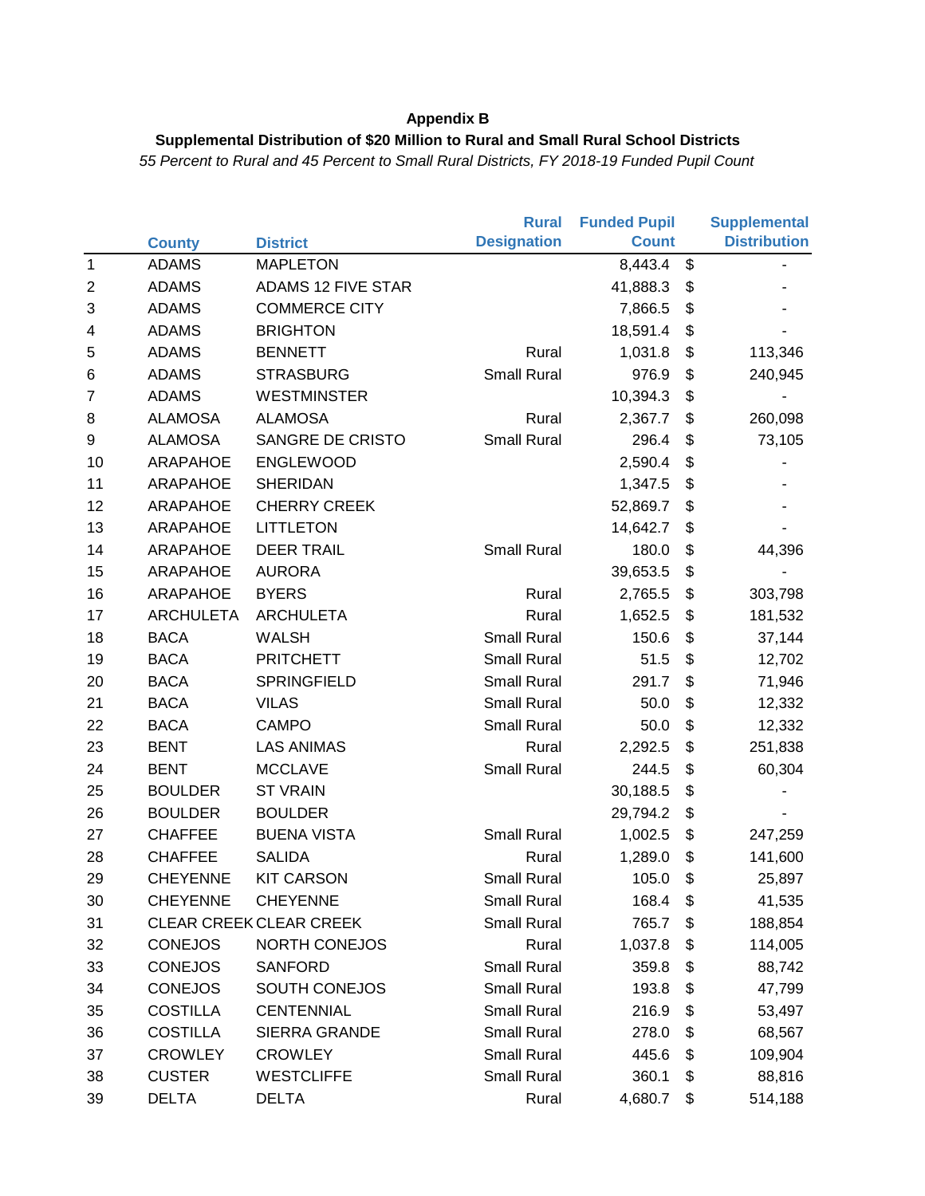**Appendix B**

**Supplemental Distribution of $20 Million to Rural and Small Rural School Districts**

*55 Percent to Rural and 45 Percent to Small Rural Districts, FY 2018-19 Funded Pupil Count*

| | County | District | Rural Designation | Funded Pupil Count | Supplemental Distribution |
|---|---|---|---|---|---|
| 1 | ADAMS | MAPLETON | | 8,443.4 | $ - |
| 2 | ADAMS | ADAMS 12 FIVE STAR | | 41,888.3 | $ - |
| 3 | ADAMS | COMMERCE CITY | | 7,866.5 | $ - |
| 4 | ADAMS | BRIGHTON | | 18,591.4 | $ - |
| 5 | ADAMS | BENNETT | Rural | 1,031.8 | $ 113,346 |
| 6 | ADAMS | STRASBURG | Small Rural | 976.9 | $ 240,945 |
| 7 | ADAMS | WESTMINSTER | | 10,394.3 | $ - |
| 8 | ALAMOSA | ALAMOSA | Rural | 2,367.7 | $ 260,098 |
| 9 | ALAMOSA | SANGRE DE CRISTO | Small Rural | 296.4 | $ 73,105 |
| 10 | ARAPAHOE | ENGLEWOOD | | 2,590.4 | $ - |
| 11 | ARAPAHOE | SHERIDAN | | 1,347.5 | $ - |
| 12 | ARAPAHOE | CHERRY CREEK | | 52,869.7 | $ - |
| 13 | ARAPAHOE | LITTLETON | | 14,642.7 | $ - |
| 14 | ARAPAHOE | DEER TRAIL | Small Rural | 180.0 | $ 44,396 |
| 15 | ARAPAHOE | AURORA | | 39,653.5 | $ - |
| 16 | ARAPAHOE | BYERS | Rural | 2,765.5 | $ 303,798 |
| 17 | ARCHULETA | ARCHULETA | Rural | 1,652.5 | $ 181,532 |
| 18 | BACA | WALSH | Small Rural | 150.6 | $ 37,144 |
| 19 | BACA | PRITCHETT | Small Rural | 51.5 | $ 12,702 |
| 20 | BACA | SPRINGFIELD | Small Rural | 291.7 | $ 71,946 |
| 21 | BACA | VILAS | Small Rural | 50.0 | $ 12,332 |
| 22 | BACA | CAMPO | Small Rural | 50.0 | $ 12,332 |
| 23 | BENT | LAS ANIMAS | Rural | 2,292.5 | $ 251,838 |
| 24 | BENT | MCCLAVE | Small Rural | 244.5 | $ 60,304 |
| 25 | BOULDER | ST VRAIN | | 30,188.5 | $ - |
| 26 | BOULDER | BOULDER | | 29,794.2 | $ - |
| 27 | CHAFFEE | BUENA VISTA | Small Rural | 1,002.5 | $ 247,259 |
| 28 | CHAFFEE | SALIDA | Rural | 1,289.0 | $ 141,600 |
| 29 | CHEYENNE | KIT CARSON | Small Rural | 105.0 | $ 25,897 |
| 30 | CHEYENNE | CHEYENNE | Small Rural | 168.4 | $ 41,535 |
| 31 | CLEAR CREEK | CLEAR CREEK | Small Rural | 765.7 | $ 188,854 |
| 32 | CONEJOS | NORTH CONEJOS | Rural | 1,037.8 | $ 114,005 |
| 33 | CONEJOS | SANFORD | Small Rural | 359.8 | $ 88,742 |
| 34 | CONEJOS | SOUTH CONEJOS | Small Rural | 193.8 | $ 47,799 |
| 35 | COSTILLA | CENTENNIAL | Small Rural | 216.9 | $ 53,497 |
| 36 | COSTILLA | SIERRA GRANDE | Small Rural | 278.0 | $ 68,567 |
| 37 | CROWLEY | CROWLEY | Small Rural | 445.6 | $ 109,904 |
| 38 | CUSTER | WESTCLIFFE | Small Rural | 360.1 | $ 88,816 |
| 39 | DELTA | DELTA | Rural | 4,680.7 | $ 514,188 |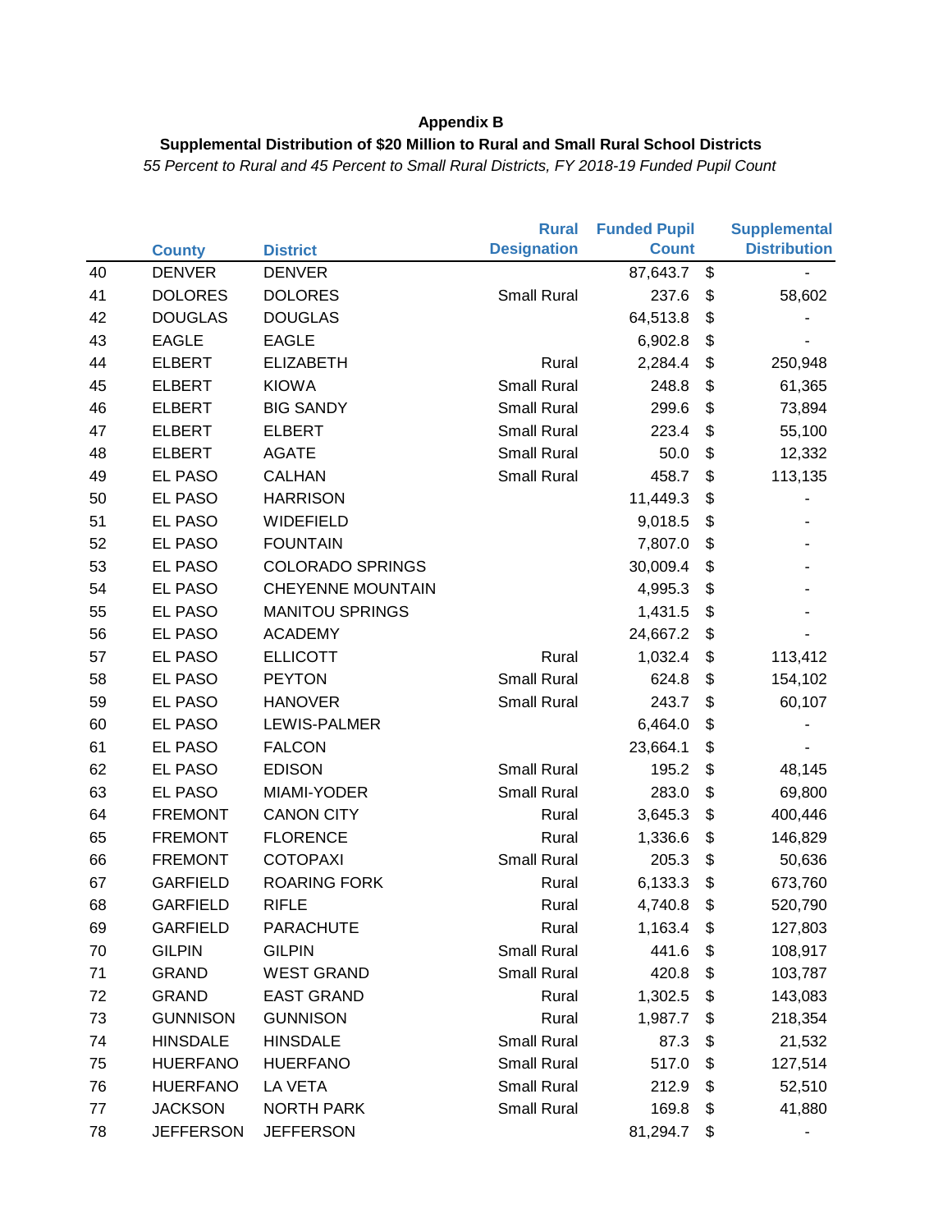**Appendix B**

**Supplemental Distribution of $20 Million to Rural and Small Rural School Districts**

*55 Percent to Rural and 45 Percent to Small Rural Districts, FY 2018-19 Funded Pupil Count*

| | County | District | Rural Designation | Funded Pupil Count | Supplemental Distribution |
|---|---|---|---|---|---|
| 40 | DENVER | DENVER | | 87,643.7 | $ - |
| 41 | DOLORES | DOLORES | Small Rural | 237.6 | $ 58,602 |
| 42 | DOUGLAS | DOUGLAS | | 64,513.8 | $ - |
| 43 | EAGLE | EAGLE | | 6,902.8 | $ - |
| 44 | ELBERT | ELIZABETH | Rural | 2,284.4 | $ 250,948 |
| 45 | ELBERT | KIOWA | Small Rural | 248.8 | $ 61,365 |
| 46 | ELBERT | BIG SANDY | Small Rural | 299.6 | $ 73,894 |
| 47 | ELBERT | ELBERT | Small Rural | 223.4 | $ 55,100 |
| 48 | ELBERT | AGATE | Small Rural | 50.0 | $ 12,332 |
| 49 | EL PASO | CALHAN | Small Rural | 458.7 | $ 113,135 |
| 50 | EL PASO | HARRISON | | 11,449.3 | $ - |
| 51 | EL PASO | WIDEFIELD | | 9,018.5 | $ - |
| 52 | EL PASO | FOUNTAIN | | 7,807.0 | $ - |
| 53 | EL PASO | COLORADO SPRINGS | | 30,009.4 | $ - |
| 54 | EL PASO | CHEYENNE MOUNTAIN | | 4,995.3 | $ - |
| 55 | EL PASO | MANITOU SPRINGS | | 1,431.5 | $ - |
| 56 | EL PASO | ACADEMY | | 24,667.2 | $ - |
| 57 | EL PASO | ELLICOTT | Rural | 1,032.4 | $ 113,412 |
| 58 | EL PASO | PEYTON | Small Rural | 624.8 | $ 154,102 |
| 59 | EL PASO | HANOVER | Small Rural | 243.7 | $ 60,107 |
| 60 | EL PASO | LEWIS-PALMER | | 6,464.0 | $ - |
| 61 | EL PASO | FALCON | | 23,664.1 | $ - |
| 62 | EL PASO | EDISON | Small Rural | 195.2 | $ 48,145 |
| 63 | EL PASO | MIAMI-YODER | Small Rural | 283.0 | $ 69,800 |
| 64 | FREMONT | CANON CITY | Rural | 3,645.3 | $ 400,446 |
| 65 | FREMONT | FLORENCE | Rural | 1,336.6 | $ 146,829 |
| 66 | FREMONT | COTOPAXI | Small Rural | 205.3 | $ 50,636 |
| 67 | GARFIELD | ROARING FORK | Rural | 6,133.3 | $ 673,760 |
| 68 | GARFIELD | RIFLE | Rural | 4,740.8 | $ 520,790 |
| 69 | GARFIELD | PARACHUTE | Rural | 1,163.4 | $ 127,803 |
| 70 | GILPIN | GILPIN | Small Rural | 441.6 | $ 108,917 |
| 71 | GRAND | WEST GRAND | Small Rural | 420.8 | $ 103,787 |
| 72 | GRAND | EAST GRAND | Rural | 1,302.5 | $ 143,083 |
| 73 | GUNNISON | GUNNISON | Rural | 1,987.7 | $ 218,354 |
| 74 | HINSDALE | HINSDALE | Small Rural | 87.3 | $ 21,532 |
| 75 | HUERFANO | HUERFANO | Small Rural | 517.0 | $ 127,514 |
| 76 | HUERFANO | LA VETA | Small Rural | 212.9 | $ 52,510 |
| 77 | JACKSON | NORTH PARK | Small Rural | 169.8 | $ 41,880 |
| 78 | JEFFERSON | JEFFERSON | | 81,294.7 | $ - |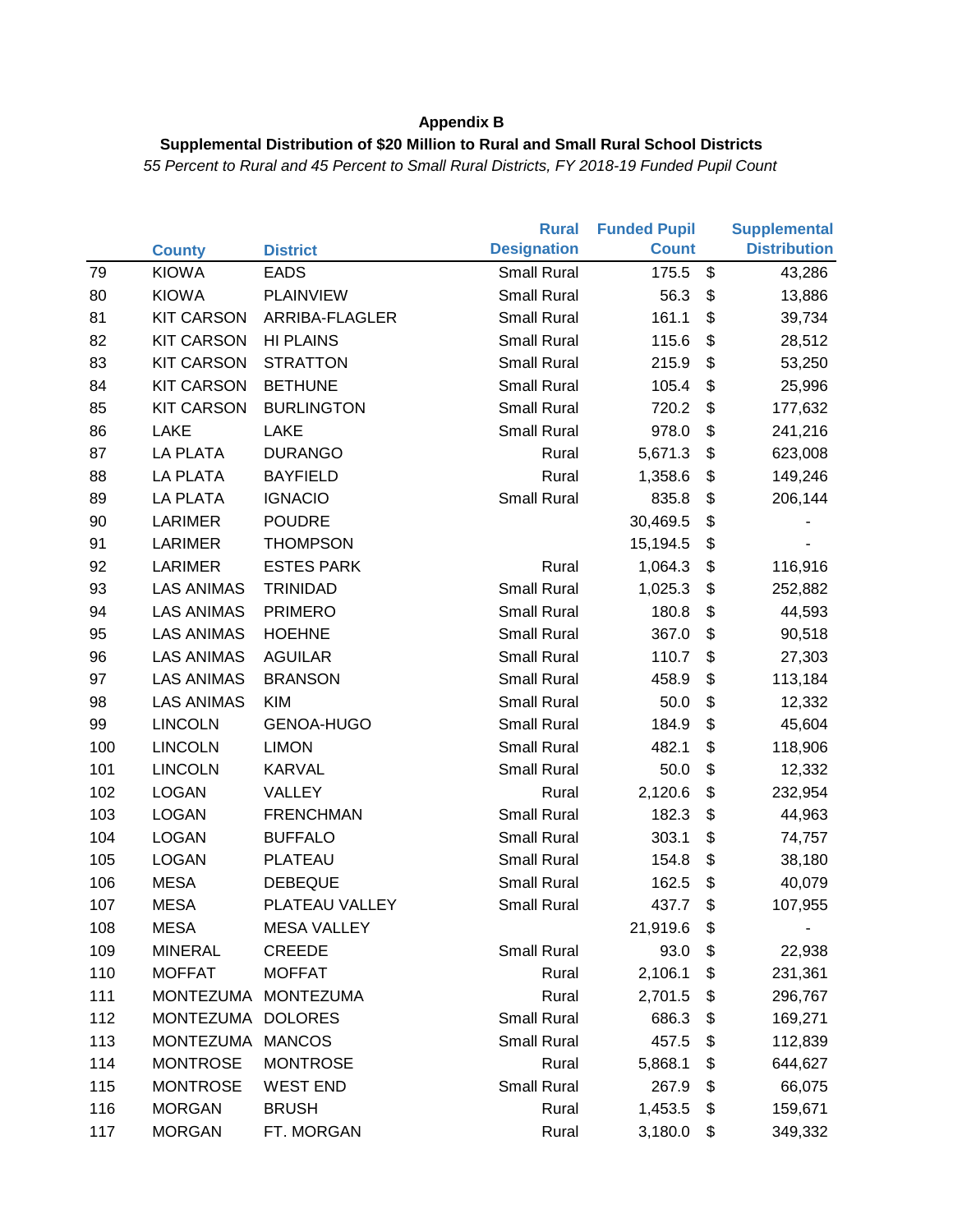**Appendix B**

**Supplemental Distribution of $20 Million to Rural and Small Rural School Districts**

*55 Percent to Rural and 45 Percent to Small Rural Districts, FY 2018-19 Funded Pupil Count*

| | County | District | Rural Designation | Funded Pupil Count | Supplemental Distribution |
|---|---|---|---|---|---|
| 79 | KIOWA | EADS | Small Rural | 175.5 | $ 43,286 |
| 80 | KIOWA | PLAINVIEW | Small Rural | 56.3 | $ 13,886 |
| 81 | KIT CARSON | ARRIBA-FLAGLER | Small Rural | 161.1 | $ 39,734 |
| 82 | KIT CARSON | HI PLAINS | Small Rural | 115.6 | $ 28,512 |
| 83 | KIT CARSON | STRATTON | Small Rural | 215.9 | $ 53,250 |
| 84 | KIT CARSON | BETHUNE | Small Rural | 105.4 | $ 25,996 |
| 85 | KIT CARSON | BURLINGTON | Small Rural | 720.2 | $ 177,632 |
| 86 | LAKE | LAKE | Small Rural | 978.0 | $ 241,216 |
| 87 | LA PLATA | DURANGO | Rural | 5,671.3 | $ 623,008 |
| 88 | LA PLATA | BAYFIELD | Rural | 1,358.6 | $ 149,246 |
| 89 | LA PLATA | IGNACIO | Small Rural | 835.8 | $ 206,144 |
| 90 | LARIMER | POUDRE | | 30,469.5 | $ - |
| 91 | LARIMER | THOMPSON | | 15,194.5 | $ - |
| 92 | LARIMER | ESTES PARK | Rural | 1,064.3 | $ 116,916 |
| 93 | LAS ANIMAS | TRINIDAD | Small Rural | 1,025.3 | $ 252,882 |
| 94 | LAS ANIMAS | PRIMERO | Small Rural | 180.8 | $ 44,593 |
| 95 | LAS ANIMAS | HOEHNE | Small Rural | 367.0 | $ 90,518 |
| 96 | LAS ANIMAS | AGUILAR | Small Rural | 110.7 | $ 27,303 |
| 97 | LAS ANIMAS | BRANSON | Small Rural | 458.9 | $ 113,184 |
| 98 | LAS ANIMAS | KIM | Small Rural | 50.0 | $ 12,332 |
| 99 | LINCOLN | GENOA-HUGO | Small Rural | 184.9 | $ 45,604 |
| 100 | LINCOLN | LIMON | Small Rural | 482.1 | $ 118,906 |
| 101 | LINCOLN | KARVAL | Small Rural | 50.0 | $ 12,332 |
| 102 | LOGAN | VALLEY | Rural | 2,120.6 | $ 232,954 |
| 103 | LOGAN | FRENCHMAN | Small Rural | 182.3 | $ 44,963 |
| 104 | LOGAN | BUFFALO | Small Rural | 303.1 | $ 74,757 |
| 105 | LOGAN | PLATEAU | Small Rural | 154.8 | $ 38,180 |
| 106 | MESA | DEBEQUE | Small Rural | 162.5 | $ 40,079 |
| 107 | MESA | PLATEAU VALLEY | Small Rural | 437.7 | $ 107,955 |
| 108 | MESA | MESA VALLEY | | 21,919.6 | $ - |
| 109 | MINERAL | CREEDE | Small Rural | 93.0 | $ 22,938 |
| 110 | MOFFAT | MOFFAT | Rural | 2,106.1 | $ 231,361 |
| 111 | MONTEZUMA | MONTEZUMA | Rural | 2,701.5 | $ 296,767 |
| 112 | MONTEZUMA | DOLORES | Small Rural | 686.3 | $ 169,271 |
| 113 | MONTEZUMA | MANCOS | Small Rural | 457.5 | $ 112,839 |
| 114 | MONTROSE | MONTROSE | Rural | 5,868.1 | $ 644,627 |
| 115 | MONTROSE | WEST END | Small Rural | 267.9 | $ 66,075 |
| 116 | MORGAN | BRUSH | Rural | 1,453.5 | $ 159,671 |
| 117 | MORGAN | FT. MORGAN | Rural | 3,180.0 | $ 349,332 |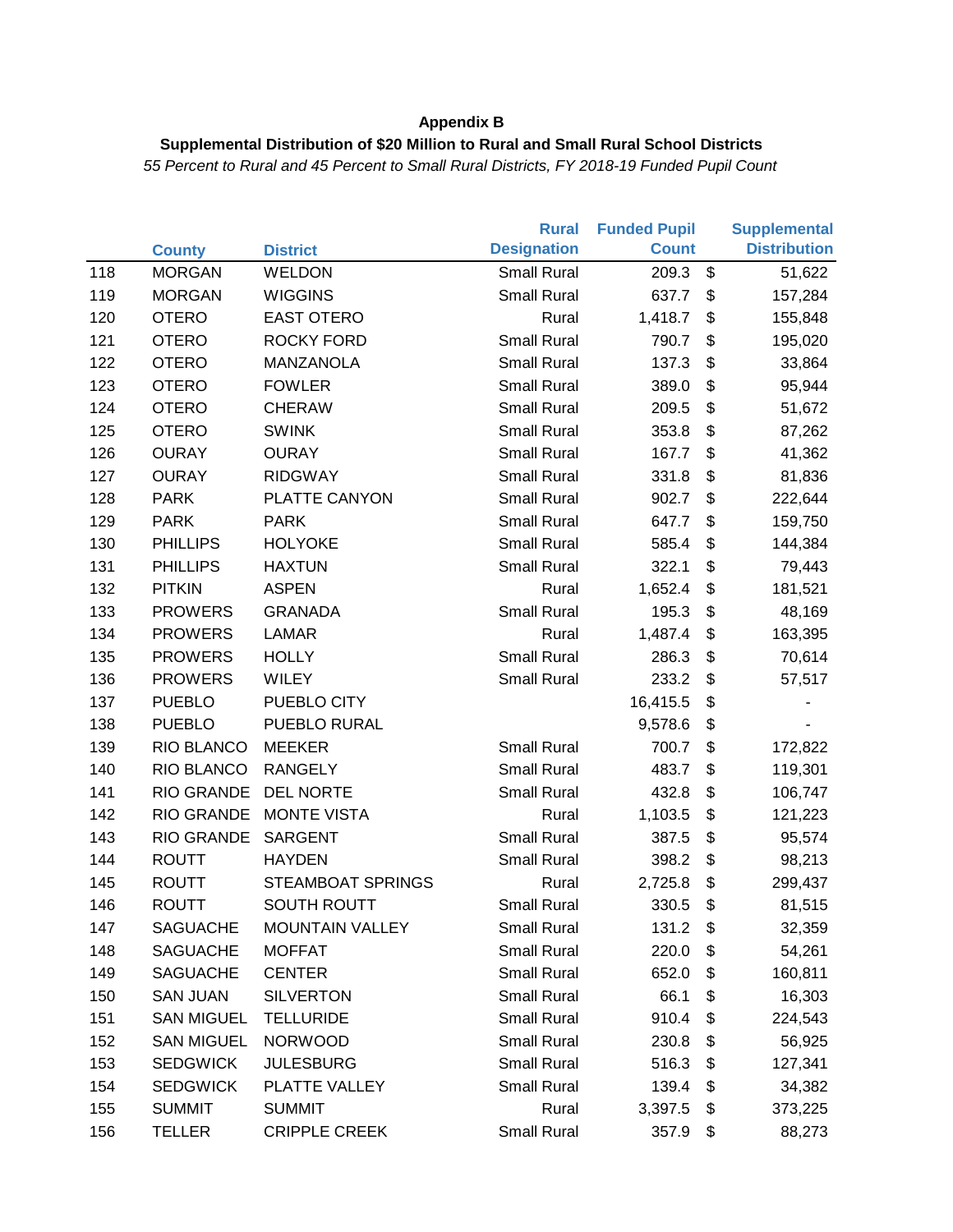**Appendix B**

**Supplemental Distribution of $20 Million to Rural and Small Rural School Districts**

*55 Percent to Rural and 45 Percent to Small Rural Districts, FY 2018-19 Funded Pupil Count*

| | County | District | Rural Designation | Funded Pupil Count | Supplemental Distribution |
|---|---|---|---|---|---|
| 118 | MORGAN | WELDON | Small Rural | 209.3 | $ 51,622 |
| 119 | MORGAN | WIGGINS | Small Rural | 637.7 | $ 157,284 |
| 120 | OTERO | EAST OTERO | Rural | 1,418.7 | $ 155,848 |
| 121 | OTERO | ROCKY FORD | Small Rural | 790.7 | $ 195,020 |
| 122 | OTERO | MANZANOLA | Small Rural | 137.3 | $ 33,864 |
| 123 | OTERO | FOWLER | Small Rural | 389.0 | $ 95,944 |
| 124 | OTERO | CHERAW | Small Rural | 209.5 | $ 51,672 |
| 125 | OTERO | SWINK | Small Rural | 353.8 | $ 87,262 |
| 126 | OURAY | OURAY | Small Rural | 167.7 | $ 41,362 |
| 127 | OURAY | RIDGWAY | Small Rural | 331.8 | $ 81,836 |
| 128 | PARK | PLATTE CANYON | Small Rural | 902.7 | $ 222,644 |
| 129 | PARK | PARK | Small Rural | 647.7 | $ 159,750 |
| 130 | PHILLIPS | HOLYOKE | Small Rural | 585.4 | $ 144,384 |
| 131 | PHILLIPS | HAXTUN | Small Rural | 322.1 | $ 79,443 |
| 132 | PITKIN | ASPEN | Rural | 1,652.4 | $ 181,521 |
| 133 | PROWERS | GRANADA | Small Rural | 195.3 | $ 48,169 |
| 134 | PROWERS | LAMAR | Rural | 1,487.4 | $ 163,395 |
| 135 | PROWERS | HOLLY | Small Rural | 286.3 | $ 70,614 |
| 136 | PROWERS | WILEY | Small Rural | 233.2 | $ 57,517 |
| 137 | PUEBLO | PUEBLO CITY | | 16,415.5 | $ - |
| 138 | PUEBLO | PUEBLO RURAL | | 9,578.6 | $ - |
| 139 | RIO BLANCO | MEEKER | Small Rural | 700.7 | $ 172,822 |
| 140 | RIO BLANCO | RANGELY | Small Rural | 483.7 | $ 119,301 |
| 141 | RIO GRANDE | DEL NORTE | Small Rural | 432.8 | $ 106,747 |
| 142 | RIO GRANDE | MONTE VISTA | Rural | 1,103.5 | $ 121,223 |
| 143 | RIO GRANDE | SARGENT | Small Rural | 387.5 | $ 95,574 |
| 144 | ROUTT | HAYDEN | Small Rural | 398.2 | $ 98,213 |
| 145 | ROUTT | STEAMBOAT SPRINGS | Rural | 2,725.8 | $ 299,437 |
| 146 | ROUTT | SOUTH ROUTT | Small Rural | 330.5 | $ 81,515 |
| 147 | SAGUACHE | MOUNTAIN VALLEY | Small Rural | 131.2 | $ 32,359 |
| 148 | SAGUACHE | MOFFAT | Small Rural | 220.0 | $ 54,261 |
| 149 | SAGUACHE | CENTER | Small Rural | 652.0 | $ 160,811 |
| 150 | SAN JUAN | SILVERTON | Small Rural | 66.1 | $ 16,303 |
| 151 | SAN MIGUEL | TELLURIDE | Small Rural | 910.4 | $ 224,543 |
| 152 | SAN MIGUEL | NORWOOD | Small Rural | 230.8 | $ 56,925 |
| 153 | SEDGWICK | JULESBURG | Small Rural | 516.3 | $ 127,341 |
| 154 | SEDGWICK | PLATTE VALLEY | Small Rural | 139.4 | $ 34,382 |
| 155 | SUMMIT | SUMMIT | Rural | 3,397.5 | $ 373,225 |
| 156 | TELLER | CRIPPLE CREEK | Small Rural | 357.9 | $ 88,273 |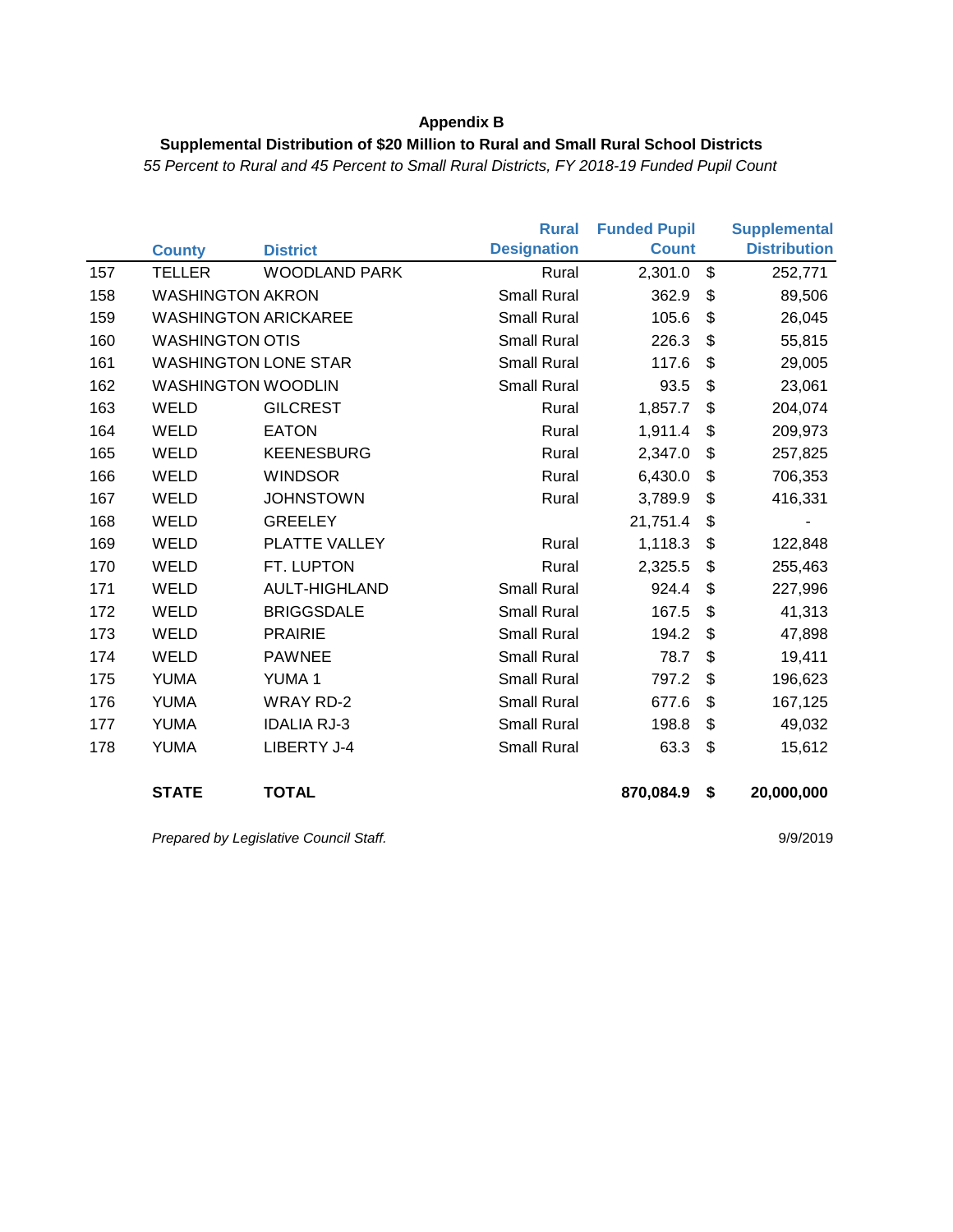**Appendix B**

**Supplemental Distribution of $20 Million to Rural and Small Rural School Districts**

*55 Percent to Rural and 45 Percent to Small Rural Districts, FY 2018-19 Funded Pupil Count*

| | County | District | Rural Designation | Funded Pupil Count | | Supplemental Distribution |
|---|---|---|---|---|---|---|
| 157 | TELLER | WOODLAND PARK | Rural | 2,301.0 | $ | 252,771 |
| 158 | WASHINGTON | AKRON | Small Rural | 362.9 | $ | 89,506 |
| 159 | WASHINGTON | ARICKAREE | Small Rural | 105.6 | $ | 26,045 |
| 160 | WASHINGTON | OTIS | Small Rural | 226.3 | $ | 55,815 |
| 161 | WASHINGTON | LONE STAR | Small Rural | 117.6 | $ | 29,005 |
| 162 | WASHINGTON | WOODLIN | Small Rural | 93.5 | $ | 23,061 |
| 163 | WELD | GILCREST | Rural | 1,857.7 | $ | 204,074 |
| 164 | WELD | EATON | Rural | 1,911.4 | $ | 209,973 |
| 165 | WELD | KEENESBURG | Rural | 2,347.0 | $ | 257,825 |
| 166 | WELD | WINDSOR | Rural | 6,430.0 | $ | 706,353 |
| 167 | WELD | JOHNSTOWN | Rural | 3,789.9 | $ | 416,331 |
| 168 | WELD | GREELEY | | 21,751.4 | $ | - |
| 169 | WELD | PLATTE VALLEY | Rural | 1,118.3 | $ | 122,848 |
| 170 | WELD | FT. LUPTON | Rural | 2,325.5 | $ | 255,463 |
| 171 | WELD | AULT-HIGHLAND | Small Rural | 924.4 | $ | 227,996 |
| 172 | WELD | BRIGGSDALE | Small Rural | 167.5 | $ | 41,313 |
| 173 | WELD | PRAIRIE | Small Rural | 194.2 | $ | 47,898 |
| 174 | WELD | PAWNEE | Small Rural | 78.7 | $ | 19,411 |
| 175 | YUMA | YUMA 1 | Small Rural | 797.2 | $ | 196,623 |
| 176 | YUMA | WRAY RD-2 | Small Rural | 677.6 | $ | 167,125 |
| 177 | YUMA | IDALIA RJ-3 | Small Rural | 198.8 | $ | 49,032 |
| 178 | YUMA | LIBERTY J-4 | Small Rural | 63.3 | $ | 15,612 |
| | **STATE** | **TOTAL** | | **870,084.9** | **$** | **20,000,000** |

*Prepared by Legislative Council Staff.* 9/9/2019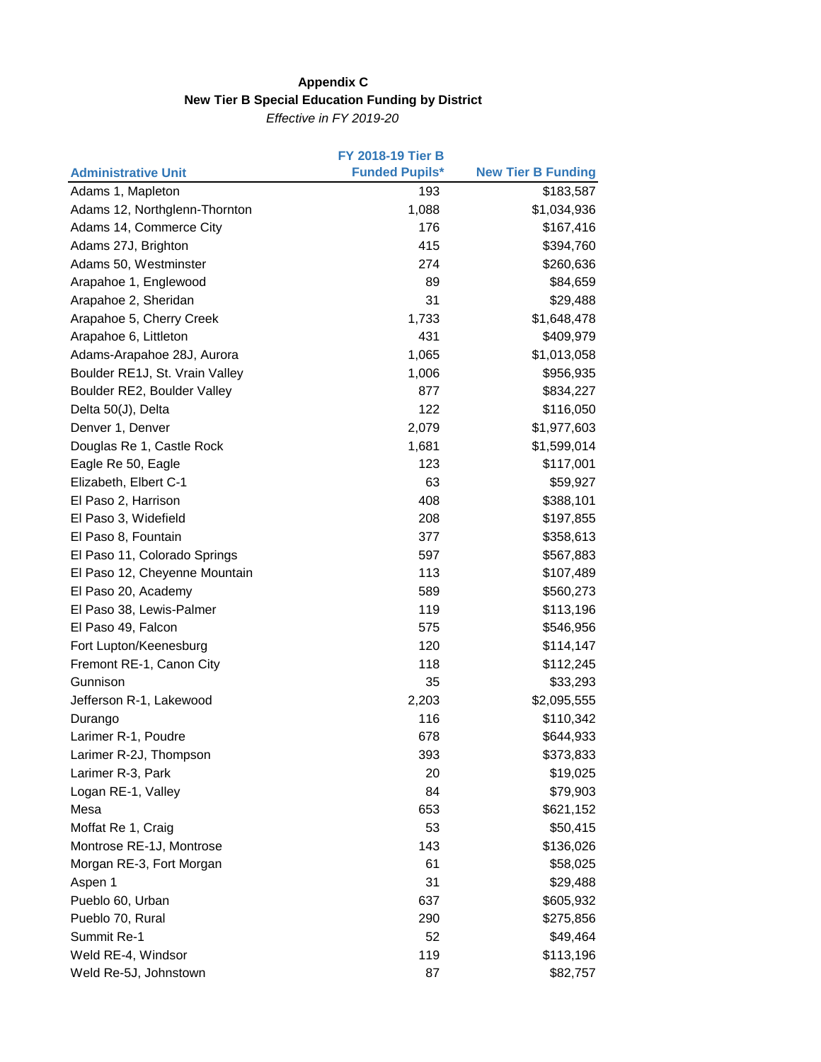**Appendix C**

**New Tier B Special Education Funding by District**

*Effective in FY 2019-20*

| Administrative Unit | FY 2018-19 Tier B Funded Pupils* | New Tier B Funding |
|---|---|---|
| Adams 1, Mapleton | 193 | $183,587 |
| Adams 12, Northglenn-Thornton | 1,088 | $1,034,936 |
| Adams 14, Commerce City | 176 | $167,416 |
| Adams 27J, Brighton | 415 | $394,760 |
| Adams 50, Westminster | 274 | $260,636 |
| Arapahoe 1, Englewood | 89 | $84,659 |
| Arapahoe 2, Sheridan | 31 | $29,488 |
| Arapahoe 5, Cherry Creek | 1,733 | $1,648,478 |
| Arapahoe 6, Littleton | 431 | $409,979 |
| Adams-Arapahoe 28J, Aurora | 1,065 | $1,013,058 |
| Boulder RE1J, St. Vrain Valley | 1,006 | $956,935 |
| Boulder RE2, Boulder Valley | 877 | $834,227 |
| Delta 50(J), Delta | 122 | $116,050 |
| Denver 1, Denver | 2,079 | $1,977,603 |
| Douglas Re 1, Castle Rock | 1,681 | $1,599,014 |
| Eagle Re 50, Eagle | 123 | $117,001 |
| Elizabeth, Elbert C-1 | 63 | $59,927 |
| El Paso 2, Harrison | 408 | $388,101 |
| El Paso 3, Widefield | 208 | $197,855 |
| El Paso 8, Fountain | 377 | $358,613 |
| El Paso 11, Colorado Springs | 597 | $567,883 |
| El Paso 12, Cheyenne Mountain | 113 | $107,489 |
| El Paso 20, Academy | 589 | $560,273 |
| El Paso 38, Lewis-Palmer | 119 | $113,196 |
| El Paso 49, Falcon | 575 | $546,956 |
| Fort Lupton/Keenesburg | 120 | $114,147 |
| Fremont RE-1, Canon City | 118 | $112,245 |
| Gunnison | 35 | $33,293 |
| Jefferson R-1, Lakewood | 2,203 | $2,095,555 |
| Durango | 116 | $110,342 |
| Larimer R-1, Poudre | 678 | $644,933 |
| Larimer R-2J, Thompson | 393 | $373,833 |
| Larimer R-3, Park | 20 | $19,025 |
| Logan RE-1, Valley | 84 | $79,903 |
| Mesa | 653 | $621,152 |
| Moffat Re 1, Craig | 53 | $50,415 |
| Montrose RE-1J, Montrose | 143 | $136,026 |
| Morgan RE-3, Fort Morgan | 61 | $58,025 |
| Aspen 1 | 31 | $29,488 |
| Pueblo 60, Urban | 637 | $605,932 |
| Pueblo 70, Rural | 290 | $275,856 |
| Summit Re-1 | 52 | $49,464 |
| Weld RE-4, Windsor | 119 | $113,196 |
| Weld Re-5J, Johnstown | 87 | $82,757 |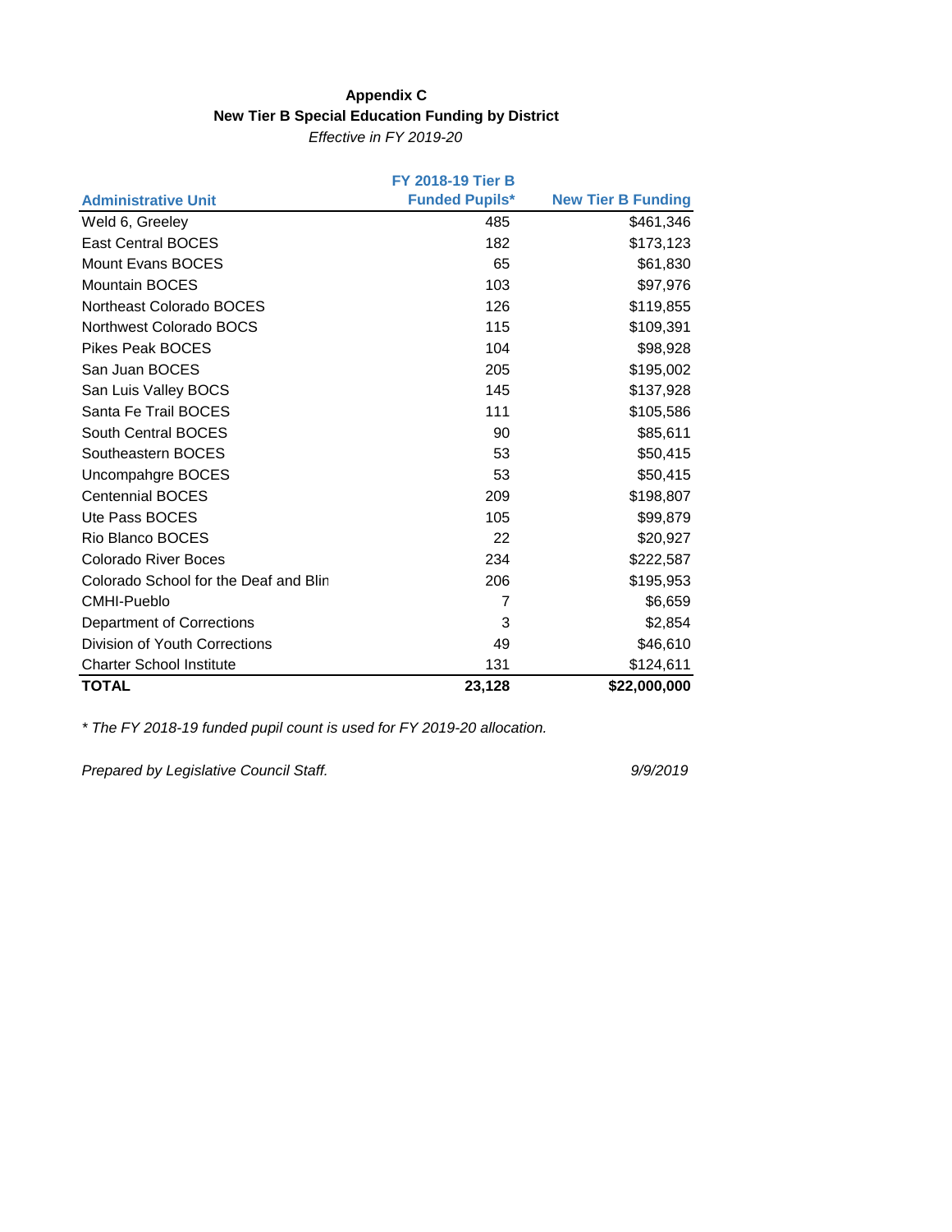**Appendix C**
**New Tier B Special Education Funding by District**
*Effective in FY 2019-20*

| Administrative Unit | FY 2018-19 Tier B Funded Pupils* | New Tier B Funding |
|---|---|---|
| Weld 6, Greeley | 485 | $461,346 |
| East Central BOCES | 182 | $173,123 |
| Mount Evans BOCES | 65 | $61,830 |
| Mountain BOCES | 103 | $97,976 |
| Northeast Colorado BOCES | 126 | $119,855 |
| Northwest Colorado BOCS | 115 | $109,391 |
| Pikes Peak BOCES | 104 | $98,928 |
| San Juan BOCES | 205 | $195,002 |
| San Luis Valley BOCS | 145 | $137,928 |
| Santa Fe Trail BOCES | 111 | $105,586 |
| South Central BOCES | 90 | $85,611 |
| Southeastern BOCES | 53 | $50,415 |
| Uncompahgre BOCES | 53 | $50,415 |
| Centennial BOCES | 209 | $198,807 |
| Ute Pass BOCES | 105 | $99,879 |
| Rio Blanco BOCES | 22 | $20,927 |
| Colorado River Boces | 234 | $222,587 |
| Colorado School for the Deaf and Blin | 206 | $195,953 |
| CMHI-Pueblo | 7 | $6,659 |
| Department of Corrections | 3 | $2,854 |
| Division of Youth Corrections | 49 | $46,610 |
| Charter School Institute | 131 | $124,611 |
| **TOTAL** | **23,128** | **$22,000,000** |

*\* The FY 2018-19 funded pupil count is used for FY 2019-20 allocation.*

*Prepared by Legislative Council Staff.* *9/9/2019*